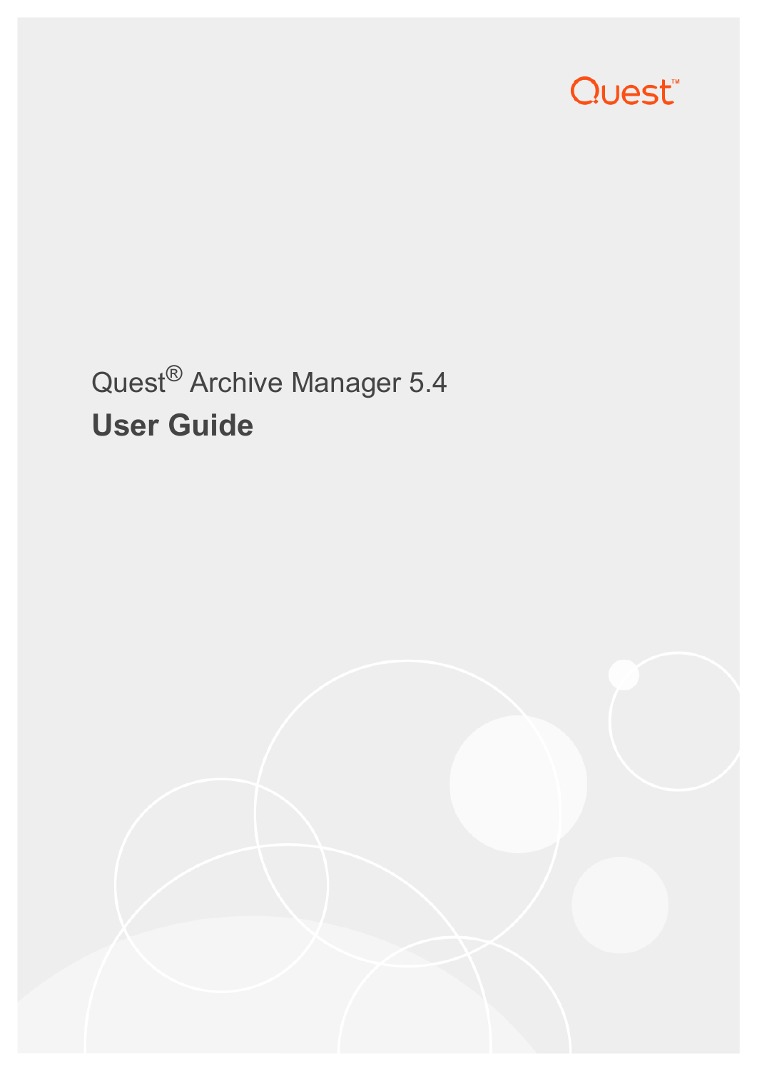Quest

Quest® Archive Manager 5.4

# User Guide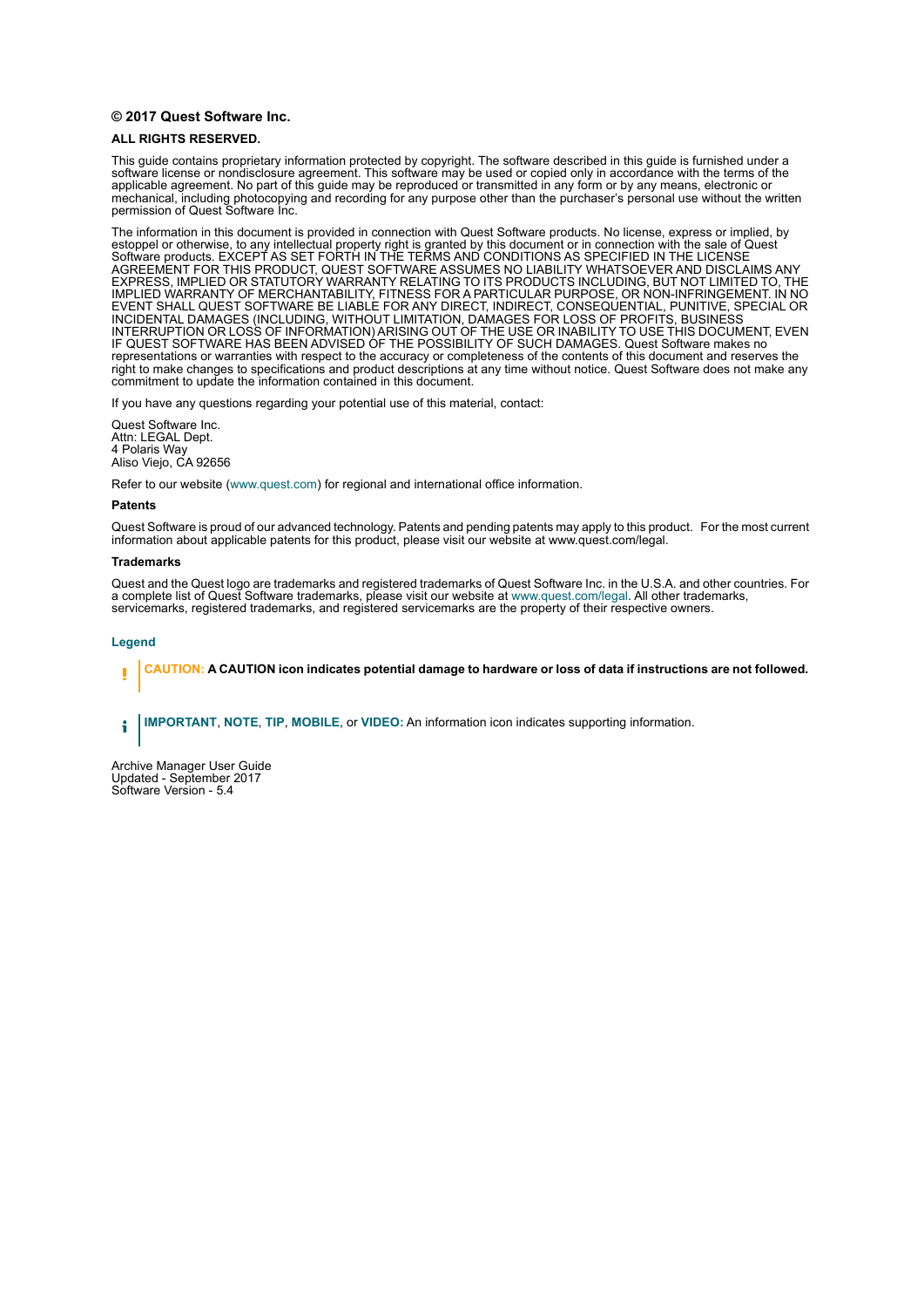**© 2017 Quest Software Inc.**

**ALL RIGHTS RESERVED.**

This guide contains proprietary information protected by copyright. The software described in this guide is furnished under a software license or nondisclosure agreement. This software may be used or copied only in accordance with the terms of the applicable agreement. No part of this guide may be reproduced or transmitted in any form or by any means, electronic or mechanical, including photocopying and recording for any purpose other than the purchaser's personal use without the written permission of Quest Software Inc.

The information in this document is provided in connection with Quest Software products. No license, express or implied, by estoppel or otherwise, to any intellectual property right is granted by this document or in connection with the sale of Quest Software products. EXCEPT AS SET FORTH IN THE TERMS AND CONDITIONS AS SPECIFIED IN THE LICENSE AGREEMENT FOR THIS PRODUCT, QUEST SOFTWARE ASSUMES NO LIABILITY WHATSOEVER AND DISCLAIMS ANY EXPRESS, IMPLIED OR STATUTORY WARRANTY RELATING TO ITS PRODUCTS INCLUDING, BUT NOT LIMITED TO, THE IMPLIED WARRANTY OF MERCHANTABILITY, FITNESS FOR A PARTICULAR PURPOSE, OR NON-INFRINGEMENT. IN NO EVENT SHALL QUEST SOFTWARE BE LIABLE FOR ANY DIRECT, INDIRECT, CONSEQUENTIAL, PUNITIVE, SPECIAL OR INCIDENTAL DAMAGES (INCLUDING, WITHOUT LIMITATION, DAMAGES FOR LOSS OF PROFITS, BUSINESS INTERRUPTION OR LOSS OF INFORMATION) ARISING OUT OF THE USE OR INABILITY TO USE THIS DOCUMENT, EVEN IF QUEST SOFTWARE HAS BEEN ADVISED OF THE POSSIBILITY OF SUCH DAMAGES. Quest Software makes no representations or warranties with respect to the accuracy or completeness of the contents of this document and reserves the right to make changes to specifications and product descriptions at any time without notice. Quest Software does not make any commitment to update the information contained in this document.

If you have any questions regarding your potential use of this material, contact:

Quest Software Inc.
Attn: LEGAL Dept.
4 Polaris Way
Aliso Viejo, CA 92656

Refer to our website (www.quest.com) for regional and international office information.

**Patents**

Quest Software is proud of our advanced technology. Patents and pending patents may apply to this product. For the most current information about applicable patents for this product, please visit our website at www.quest.com/legal.

**Trademarks**

Quest and the Quest logo are trademarks and registered trademarks of Quest Software Inc. in the U.S.A. and other countries. For a complete list of Quest Software trademarks, please visit our website at www.quest.com/legal. All other trademarks, servicemarks, registered trademarks, and registered servicemarks are the property of their respective owners.

**Legend**

**CAUTION: A CAUTION icon indicates potential damage to hardware or loss of data if instructions are not followed.**

**IMPORTANT**, **NOTE**, **TIP**, **MOBILE**, or **VIDEO:** An information icon indicates supporting information.

Archive Manager User Guide
Updated - September 2017
Software Version - 5.4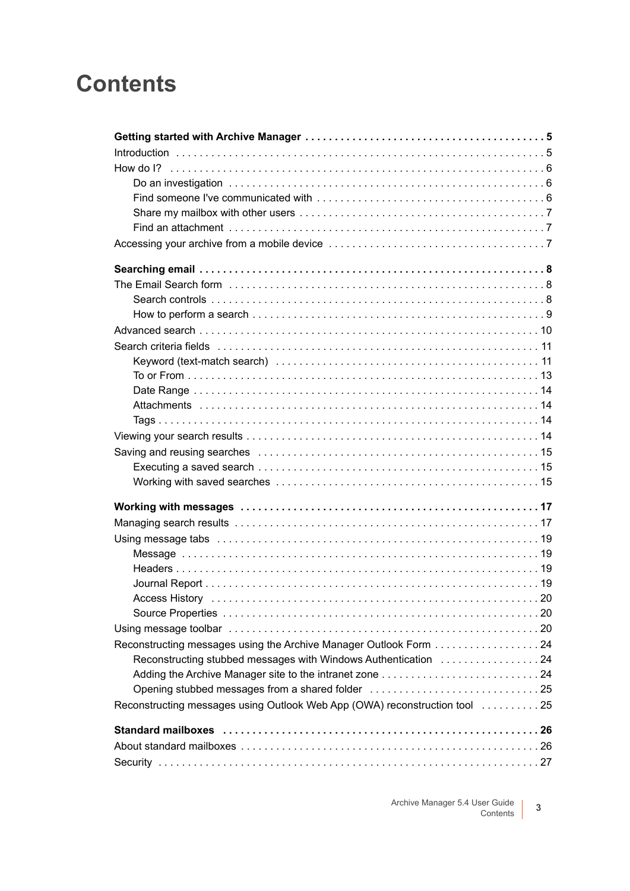# Contents

**Getting started with Archive Manager . . . . . . . . . . 5**

Introduction . . . . . . . . . . 5

How do I? . . . . . . . . . . 6

- Do an investigation . . . . . . . . . . 6
- Find someone I've communicated with . . . . . . . . . . 6
- Share my mailbox with other users . . . . . . . . . . 7
- Find an attachment . . . . . . . . . . 7

Accessing your archive from a mobile device . . . . . . . . . . 7

**Searching email . . . . . . . . . . 8**

The Email Search form . . . . . . . . . . 8

- Search controls . . . . . . . . . . 8
- How to perform a search . . . . . . . . . . 9

Advanced search . . . . . . . . . . 10

Search criteria fields . . . . . . . . . . 11

- Keyword (text-match search) . . . . . . . . . . 11
- To or From . . . . . . . . . . 13
- Date Range . . . . . . . . . . 14
- Attachments . . . . . . . . . . 14
- Tags . . . . . . . . . . 14

Viewing your search results . . . . . . . . . . 14

Saving and reusing searches . . . . . . . . . . 15

- Executing a saved search . . . . . . . . . . 15
- Working with saved searches . . . . . . . . . . 15

**Working with messages . . . . . . . . . . 17**

Managing search results . . . . . . . . . . 17

Using message tabs . . . . . . . . . . 19

- Message . . . . . . . . . . 19
- Headers . . . . . . . . . . 19
- Journal Report . . . . . . . . . . 19
- Access History . . . . . . . . . . 20
- Source Properties . . . . . . . . . . 20

Using message toolbar . . . . . . . . . . 20

Reconstructing messages using the Archive Manager Outlook Form . . . . . . . . . . 24

- Reconstructing stubbed messages with Windows Authentication . . . . . . . . . . 24
- Adding the Archive Manager site to the intranet zone . . . . . . . . . . 24
- Opening stubbed messages from a shared folder . . . . . . . . . . 25

Reconstructing messages using Outlook Web App (OWA) reconstruction tool . . . . . . . . . . 25

**Standard mailboxes . . . . . . . . . . 26**

About standard mailboxes . . . . . . . . . . 26

Security . . . . . . . . . . 27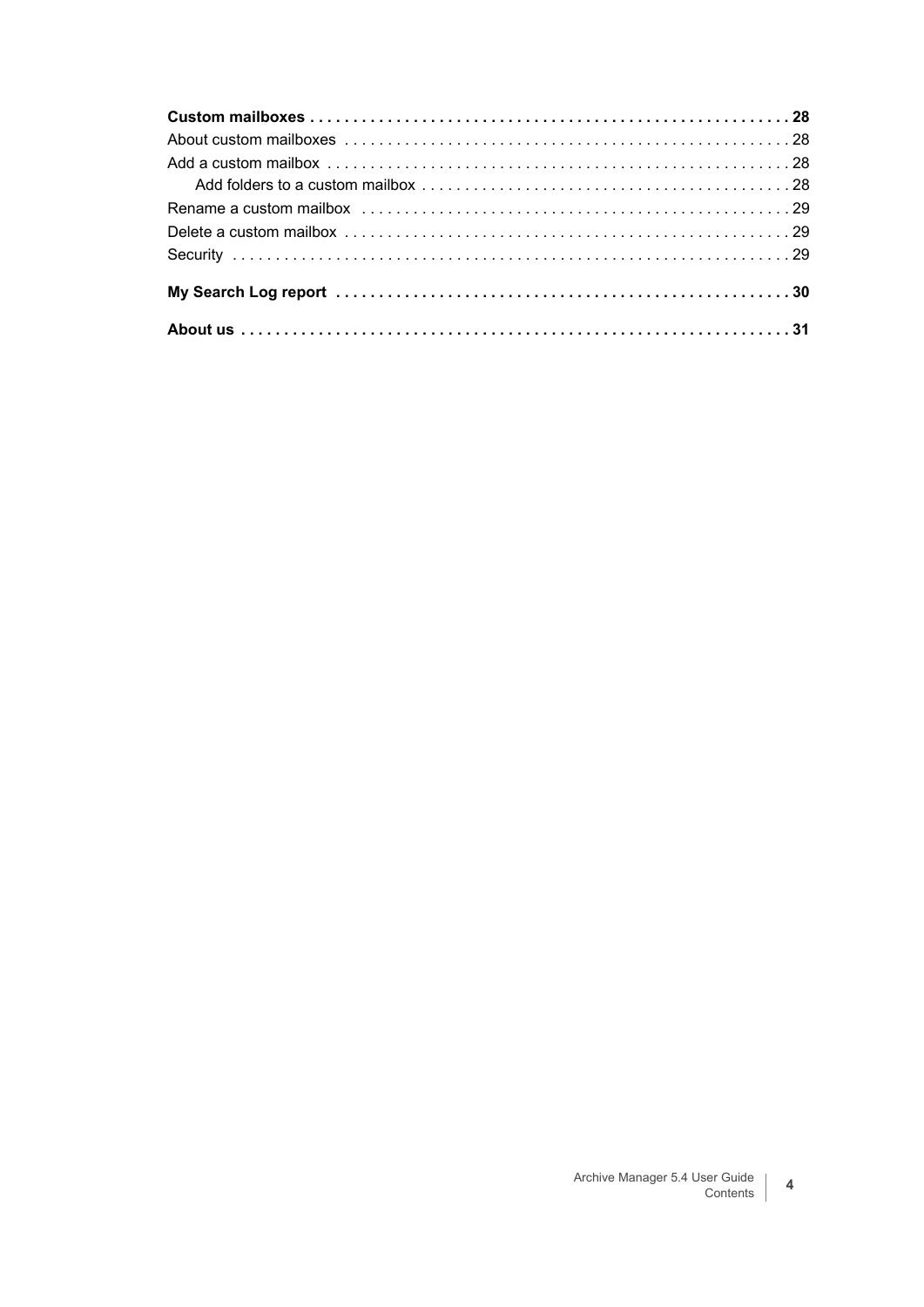**Custom mailboxes . . . . . . . . . . . . . . . . . . . . . . . . . . . . . . . . . . . . . . . . . . . . . . . . . . . . . . 28**

About custom mailboxes . . . . . . . . . . . . . . . . . . . . . . . . . . . . . . . . . . . . . . . . . . . . . . . . . . . 28

Add a custom mailbox . . . . . . . . . . . . . . . . . . . . . . . . . . . . . . . . . . . . . . . . . . . . . . . . . . . . 28

    Add folders to a custom mailbox . . . . . . . . . . . . . . . . . . . . . . . . . . . . . . . . . . . . . . . . . . 28

Rename a custom mailbox . . . . . . . . . . . . . . . . . . . . . . . . . . . . . . . . . . . . . . . . . . . . . . . . . 29

Delete a custom mailbox . . . . . . . . . . . . . . . . . . . . . . . . . . . . . . . . . . . . . . . . . . . . . . . . . . 29

Security . . . . . . . . . . . . . . . . . . . . . . . . . . . . . . . . . . . . . . . . . . . . . . . . . . . . . . . . . . . . . . . 29

**My Search Log report . . . . . . . . . . . . . . . . . . . . . . . . . . . . . . . . . . . . . . . . . . . . . . . . . . . . 30**

**About us . . . . . . . . . . . . . . . . . . . . . . . . . . . . . . . . . . . . . . . . . . . . . . . . . . . . . . . . . . . . . . . 31**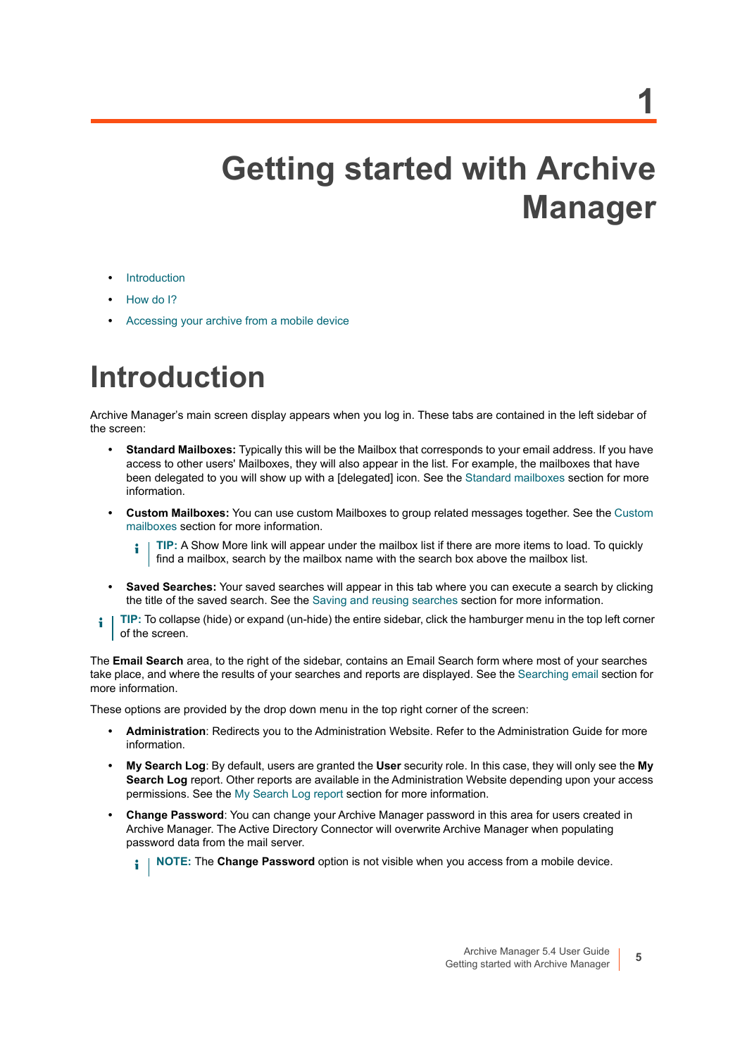# 1 Getting started with Archive Manager

- Introduction
- How do I?
- Accessing your archive from a mobile device

## Introduction

Archive Manager's main screen display appears when you log in. These tabs are contained in the left sidebar of the screen:

- **Standard Mailboxes:** Typically this will be the Mailbox that corresponds to your email address. If you have access to other users' Mailboxes, they will also appear in the list. For example, the mailboxes that have been delegated to you will show up with a [delegated] icon. See the Standard mailboxes section for more information.
- **Custom Mailboxes:** You can use custom Mailboxes to group related messages together. See the Custom mailboxes section for more information.

  > **TIP:** A Show More link will appear under the mailbox list if there are more items to load. To quickly find a mailbox, search by the mailbox name with the search box above the mailbox list.

- **Saved Searches:** Your saved searches will appear in this tab where you can execute a search by clicking the title of the saved search. See the Saving and reusing searches section for more information.

> **TIP:** To collapse (hide) or expand (un-hide) the entire sidebar, click the hamburger menu in the top left corner of the screen.

The **Email Search** area, to the right of the sidebar, contains an Email Search form where most of your searches take place, and where the results of your searches and reports are displayed. See the Searching email section for more information.

These options are provided by the drop down menu in the top right corner of the screen:

- **Administration**: Redirects you to the Administration Website. Refer to the Administration Guide for more information.
- **My Search Log**: By default, users are granted the **User** security role. In this case, they will only see the **My Search Log** report. Other reports are available in the Administration Website depending upon your access permissions. See the My Search Log report section for more information.
- **Change Password**: You can change your Archive Manager password in this area for users created in Archive Manager. The Active Directory Connector will overwrite Archive Manager when populating password data from the mail server.

  > **NOTE:** The **Change Password** option is not visible when you access from a mobile device.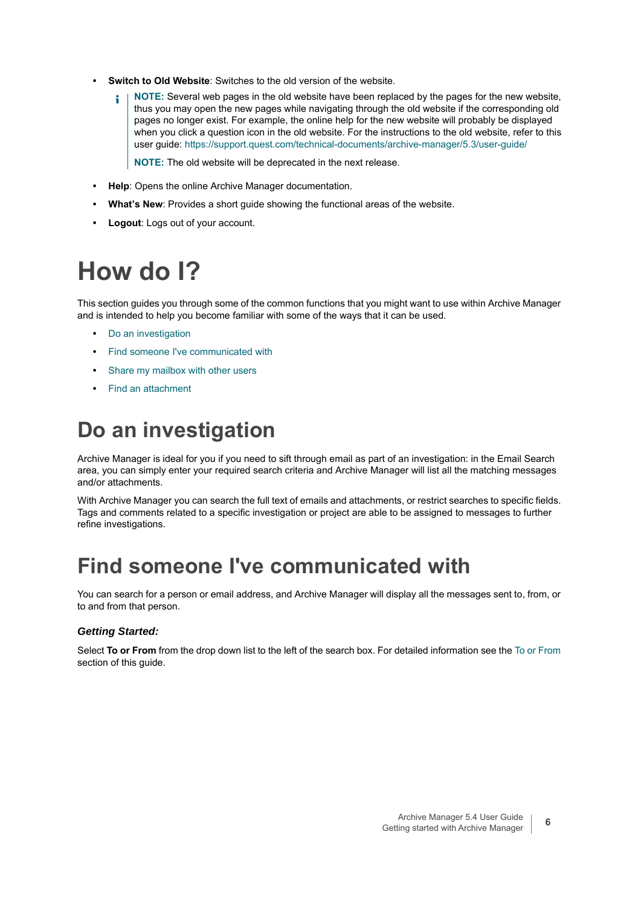- **Switch to Old Website**: Switches to the old version of the website.

  > **NOTE:** Several web pages in the old website have been replaced by the pages for the new website, thus you may open the new pages while navigating through the old website if the corresponding old pages no longer exist. For example, the online help for the new website will probably be displayed when you click a question icon in the old website. For the instructions to the old website, refer to this user guide: https://support.quest.com/technical-documents/archive-manager/5.3/user-guide/
  >
  > **NOTE:** The old website will be deprecated in the next release.

- **Help**: Opens the online Archive Manager documentation.
- **What's New**: Provides a short guide showing the functional areas of the website.
- **Logout**: Logs out of your account.

# How do I?

This section guides you through some of the common functions that you might want to use within Archive Manager and is intended to help you become familiar with some of the ways that it can be used.

- Do an investigation
- Find someone I've communicated with
- Share my mailbox with other users
- Find an attachment

# Do an investigation

Archive Manager is ideal for you if you need to sift through email as part of an investigation: in the Email Search area, you can simply enter your required search criteria and Archive Manager will list all the matching messages and/or attachments.

With Archive Manager you can search the full text of emails and attachments, or restrict searches to specific fields. Tags and comments related to a specific investigation or project are able to be assigned to messages to further refine investigations.

# Find someone I've communicated with

You can search for a person or email address, and Archive Manager will display all the messages sent to, from, or to and from that person.

### *Getting Started:*

Select **To or From** from the drop down list to the left of the search box. For detailed information see the To or From section of this guide.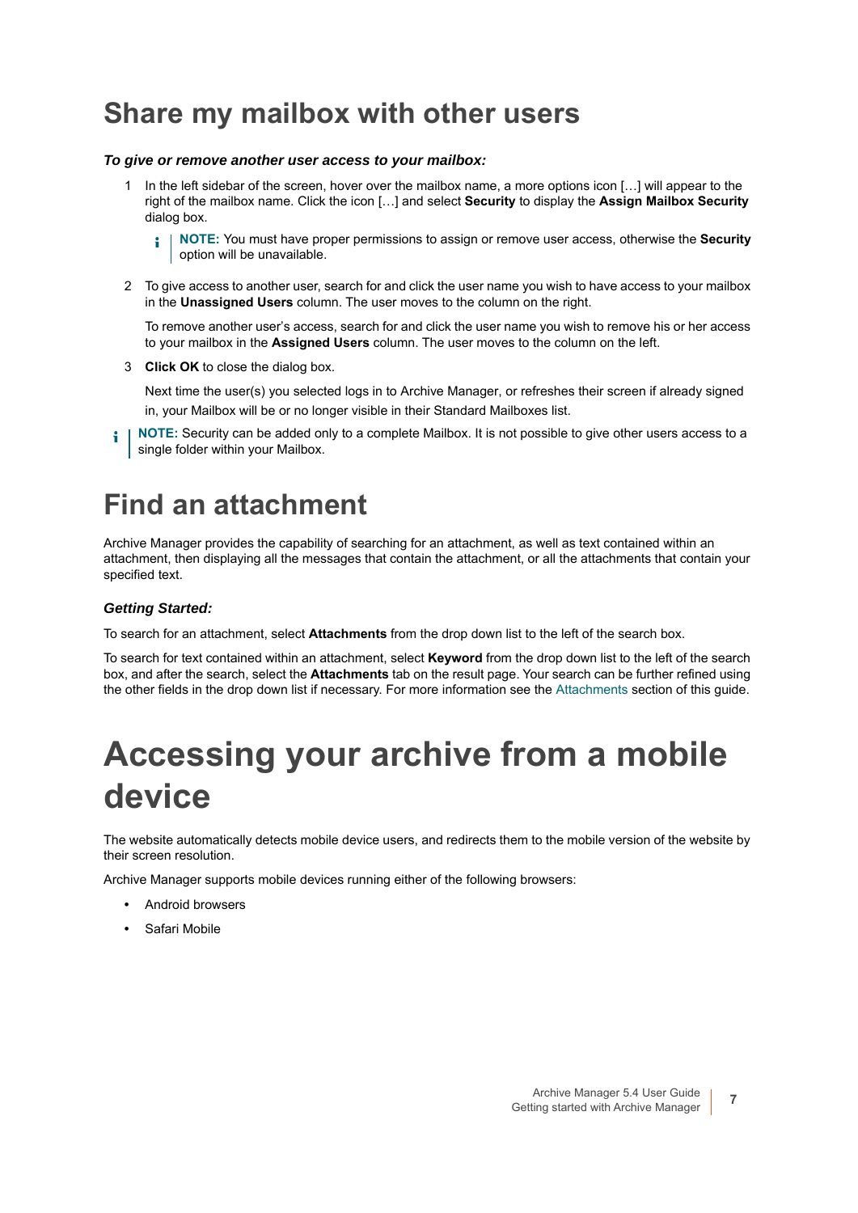# Share my mailbox with other users

***To give or remove another user access to your mailbox:***

1. In the left sidebar of the screen, hover over the mailbox name, a more options icon […] will appear to the right of the mailbox name. Click the icon […] and select **Security** to display the **Assign Mailbox Security** dialog box.

   **NOTE:** You must have proper permissions to assign or remove user access, otherwise the **Security** option will be unavailable.

2. To give access to another user, search for and click the user name you wish to have access to your mailbox in the **Unassigned Users** column. The user moves to the column on the right.

   To remove another user's access, search for and click the user name you wish to remove his or her access to your mailbox in the **Assigned Users** column. The user moves to the column on the left.

3. **Click OK** to close the dialog box.

   Next time the user(s) you selected logs in to Archive Manager, or refreshes their screen if already signed in, your Mailbox will be or no longer visible in their Standard Mailboxes list.

**NOTE:** Security can be added only to a complete Mailbox. It is not possible to give other users access to a single folder within your Mailbox.

# Find an attachment

Archive Manager provides the capability of searching for an attachment, as well as text contained within an attachment, then displaying all the messages that contain the attachment, or all the attachments that contain your specified text.

### *Getting Started:*

To search for an attachment, select **Attachments** from the drop down list to the left of the search box.

To search for text contained within an attachment, select **Keyword** from the drop down list to the left of the search box, and after the search, select the **Attachments** tab on the result page. Your search can be further refined using the other fields in the drop down list if necessary. For more information see the Attachments section of this guide.

# Accessing your archive from a mobile device

The website automatically detects mobile device users, and redirects them to the mobile version of the website by their screen resolution.

Archive Manager supports mobile devices running either of the following browsers:

- Android browsers
- Safari Mobile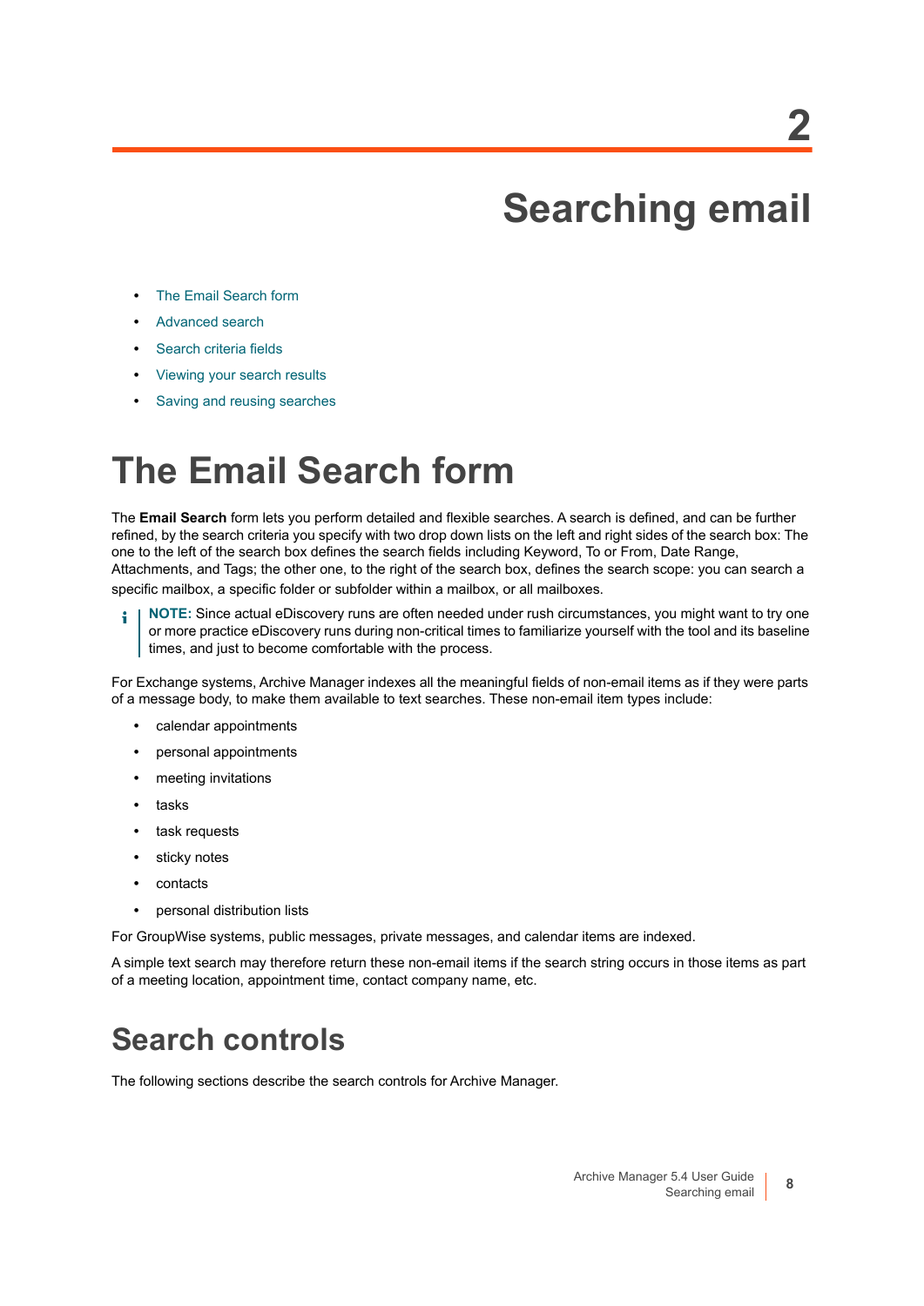# 2 Searching email

- The Email Search form
- Advanced search
- Search criteria fields
- Viewing your search results
- Saving and reusing searches

# The Email Search form

The **Email Search** form lets you perform detailed and flexible searches. A search is defined, and can be further refined, by the search criteria you specify with two drop down lists on the left and right sides of the search box: The one to the left of the search box defines the search fields including Keyword, To or From, Date Range, Attachments, and Tags; the other one, to the right of the search box, defines the search scope: you can search a specific mailbox, a specific folder or subfolder within a mailbox, or all mailboxes.

> **NOTE:** Since actual eDiscovery runs are often needed under rush circumstances, you might want to try one or more practice eDiscovery runs during non-critical times to familiarize yourself with the tool and its baseline times, and just to become comfortable with the process.

For Exchange systems, Archive Manager indexes all the meaningful fields of non-email items as if they were parts of a message body, to make them available to text searches. These non-email item types include:

- calendar appointments
- personal appointments
- meeting invitations
- tasks
- task requests
- sticky notes
- contacts
- personal distribution lists

For GroupWise systems, public messages, private messages, and calendar items are indexed.

A simple text search may therefore return these non-email items if the search string occurs in those items as part of a meeting location, appointment time, contact company name, etc.

## Search controls

The following sections describe the search controls for Archive Manager.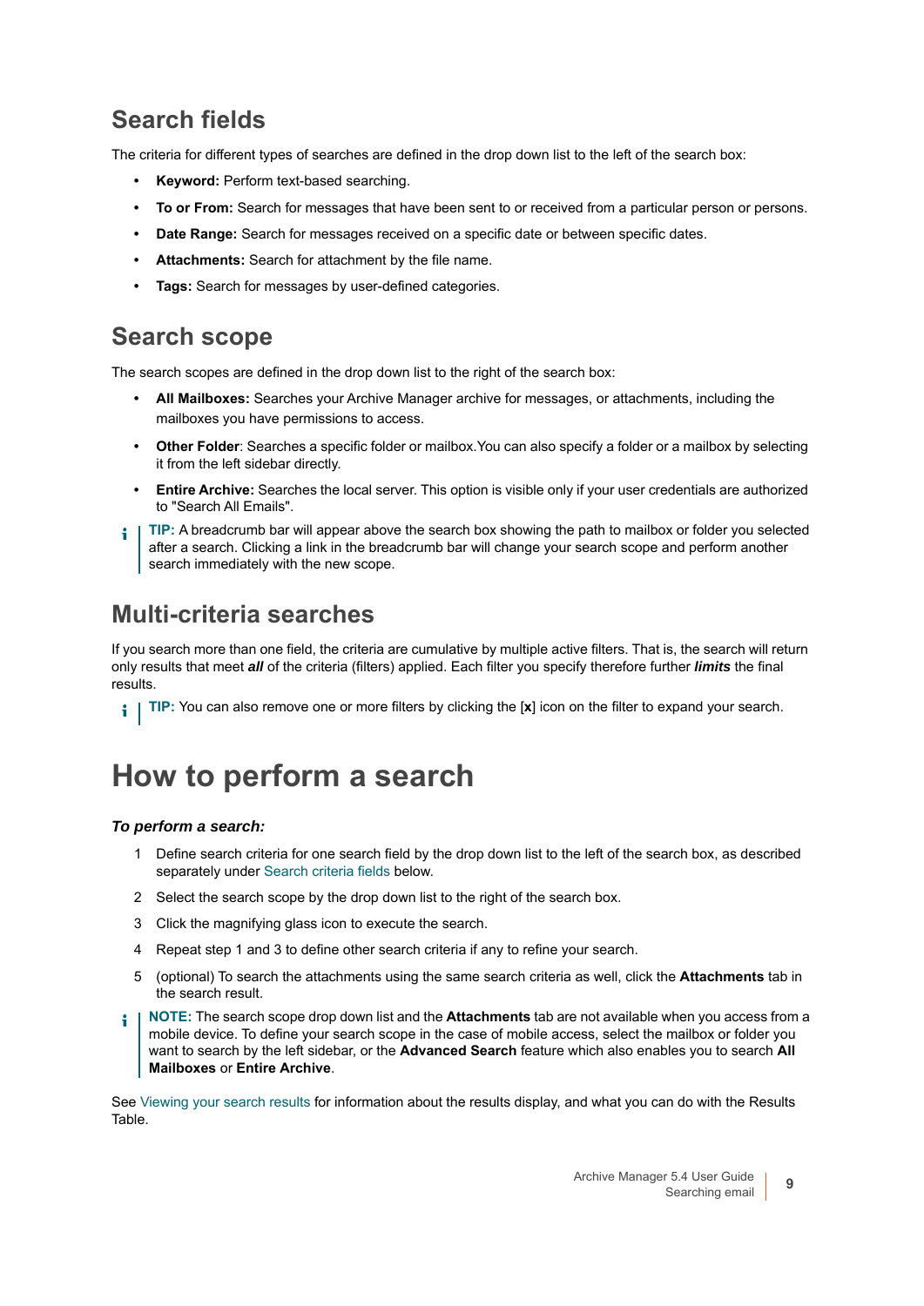## Search fields

The criteria for different types of searches are defined in the drop down list to the left of the search box:

- **Keyword:** Perform text-based searching.
- **To or From:** Search for messages that have been sent to or received from a particular person or persons.
- **Date Range:** Search for messages received on a specific date or between specific dates.
- **Attachments:** Search for attachment by the file name.
- **Tags:** Search for messages by user-defined categories.

## Search scope

The search scopes are defined in the drop down list to the right of the search box:

- **All Mailboxes:** Searches your Archive Manager archive for messages, or attachments, including the mailboxes you have permissions to access.
- **Other Folder**: Searches a specific folder or mailbox.You can also specify a folder or a mailbox by selecting it from the left sidebar directly.
- **Entire Archive:** Searches the local server. This option is visible only if your user credentials are authorized to "Search All Emails".

**TIP:** A breadcrumb bar will appear above the search box showing the path to mailbox or folder you selected after a search. Clicking a link in the breadcrumb bar will change your search scope and perform another search immediately with the new scope.

## Multi-criteria searches

If you search more than one field, the criteria are cumulative by multiple active filters. That is, the search will return only results that meet ***all*** of the criteria (filters) applied. Each filter you specify therefore further ***limits*** the final results.

**TIP:** You can also remove one or more filters by clicking the [**x**] icon on the filter to expand your search.

# How to perform a search

***To perform a search:***

1. Define search criteria for one search field by the drop down list to the left of the search box, as described separately under Search criteria fields below.
2. Select the search scope by the drop down list to the right of the search box.
3. Click the magnifying glass icon to execute the search.
4. Repeat step 1 and 3 to define other search criteria if any to refine your search.
5. (optional) To search the attachments using the same search criteria as well, click the **Attachments** tab in the search result.

**NOTE:** The search scope drop down list and the **Attachments** tab are not available when you access from a mobile device. To define your search scope in the case of mobile access, select the mailbox or folder you want to search by the left sidebar, or the **Advanced Search** feature which also enables you to search **All Mailboxes** or **Entire Archive**.

See Viewing your search results for information about the results display, and what you can do with the Results Table.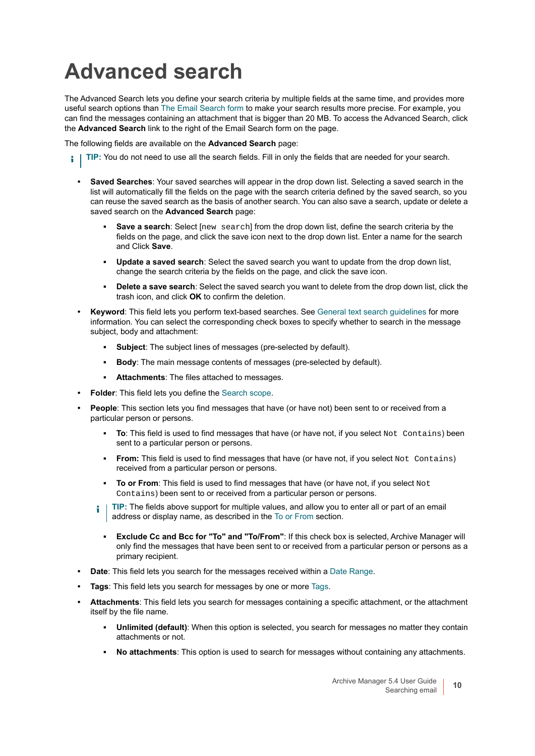# Advanced search

The Advanced Search lets you define your search criteria by multiple fields at the same time, and provides more useful search options than The Email Search form to make your search results more precise. For example, you can find the messages containing an attachment that is bigger than 20 MB. To access the Advanced Search, click the **Advanced Search** link to the right of the Email Search form on the page.

The following fields are available on the **Advanced Search** page:

> **TIP:** You do not need to use all the search fields. Fill in only the fields that are needed for your search.

- **Saved Searches**: Your saved searches will appear in the drop down list. Selecting a saved search in the list will automatically fill the fields on the page with the search criteria defined by the saved search, so you can reuse the saved search as the basis of another search. You can also save a search, update or delete a saved search on the **Advanced Search** page:
  - **Save a search**: Select `[new search]` from the drop down list, define the search criteria by the fields on the page, and click the save icon next to the drop down list. Enter a name for the search and Click **Save**.
  - **Update a saved search**: Select the saved search you want to update from the drop down list, change the search criteria by the fields on the page, and click the save icon.
  - **Delete a save search**: Select the saved search you want to delete from the drop down list, click the trash icon, and click **OK** to confirm the deletion.
- **Keyword**: This field lets you perform text-based searches. See General text search guidelines for more information. You can select the corresponding check boxes to specify whether to search in the message subject, body and attachment:
  - **Subject**: The subject lines of messages (pre-selected by default).
  - **Body**: The main message contents of messages (pre-selected by default).
  - **Attachments**: The files attached to messages.
- **Folder**: This field lets you define the Search scope.
- **People**: This section lets you find messages that have (or have not) been sent to or received from a particular person or persons.
  - **To**: This field is used to find messages that have (or have not, if you select `Not Contains`) been sent to a particular person or persons.
  - **From:** This field is used to find messages that have (or have not, if you select `Not Contains`) received from a particular person or persons.
  - **To or From**: This field is used to find messages that have (or have not, if you select `Not Contains`) been sent to or received from a particular person or persons.

  > **TIP:** The fields above support for multiple values, and allow you to enter all or part of an email address or display name, as described in the To or From section.

  - **Exclude Cc and Bcc for "To" and "To/From"**: If this check box is selected, Archive Manager will only find the messages that have been sent to or received from a particular person or persons as a primary recipient.
- **Date**: This field lets you search for the messages received within a Date Range.
- **Tags**: This field lets you search for messages by one or more Tags.
- **Attachments**: This field lets you search for messages containing a specific attachment, or the attachment itself by the file name.
  - **Unlimited (default)**: When this option is selected, you search for messages no matter they contain attachments or not.
  - **No attachments**: This option is used to search for messages without containing any attachments.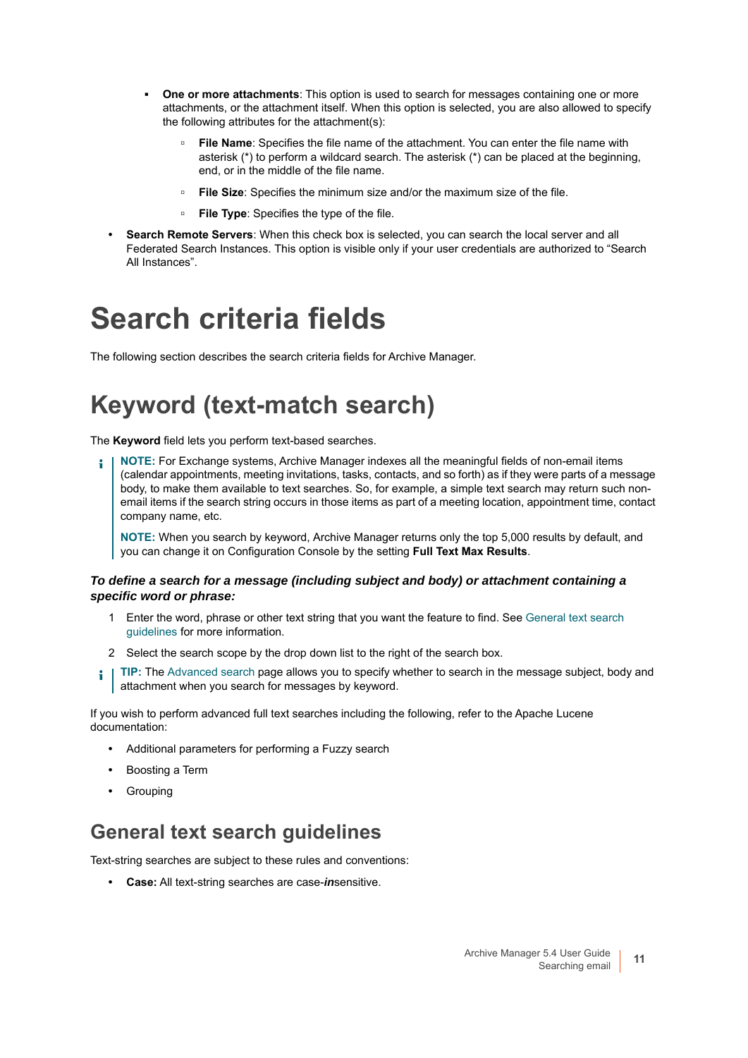- **One or more attachments**: This option is used to search for messages containing one or more attachments, or the attachment itself. When this option is selected, you are also allowed to specify the following attributes for the attachment(s):
  - **File Name**: Specifies the file name of the attachment. You can enter the file name with asterisk (*) to perform a wildcard search. The asterisk (*) can be placed at the beginning, end, or in the middle of the file name.
  - **File Size**: Specifies the minimum size and/or the maximum size of the file.
  - **File Type**: Specifies the type of the file.
- **Search Remote Servers**: When this check box is selected, you can search the local server and all Federated Search Instances. This option is visible only if your user credentials are authorized to “Search All Instances”.

# Search criteria fields

The following section describes the search criteria fields for Archive Manager.

# Keyword (text-match search)

The **Keyword** field lets you perform text-based searches.

> **NOTE:** For Exchange systems, Archive Manager indexes all the meaningful fields of non-email items (calendar appointments, meeting invitations, tasks, contacts, and so forth) as if they were parts of a message body, to make them available to text searches. So, for example, a simple text search may return such non-email items if the search string occurs in those items as part of a meeting location, appointment time, contact company name, etc.
>
> **NOTE:** When you search by keyword, Archive Manager returns only the top 5,000 results by default, and you can change it on Configuration Console by the setting **Full Text Max Results**.

***To define a search for a message (including subject and body) or attachment containing a specific word or phrase:***

1. Enter the word, phrase or other text string that you want the feature to find. See General text search guidelines for more information.
2. Select the search scope by the drop down list to the right of the search box.

> **TIP:** The Advanced search page allows you to specify whether to search in the message subject, body and attachment when you search for messages by keyword.

If you wish to perform advanced full text searches including the following, refer to the Apache Lucene documentation:

- Additional parameters for performing a Fuzzy search
- Boosting a Term
- Grouping

## General text search guidelines

Text-string searches are subject to these rules and conventions:

- **Case:** All text-string searches are case-***in***sensitive.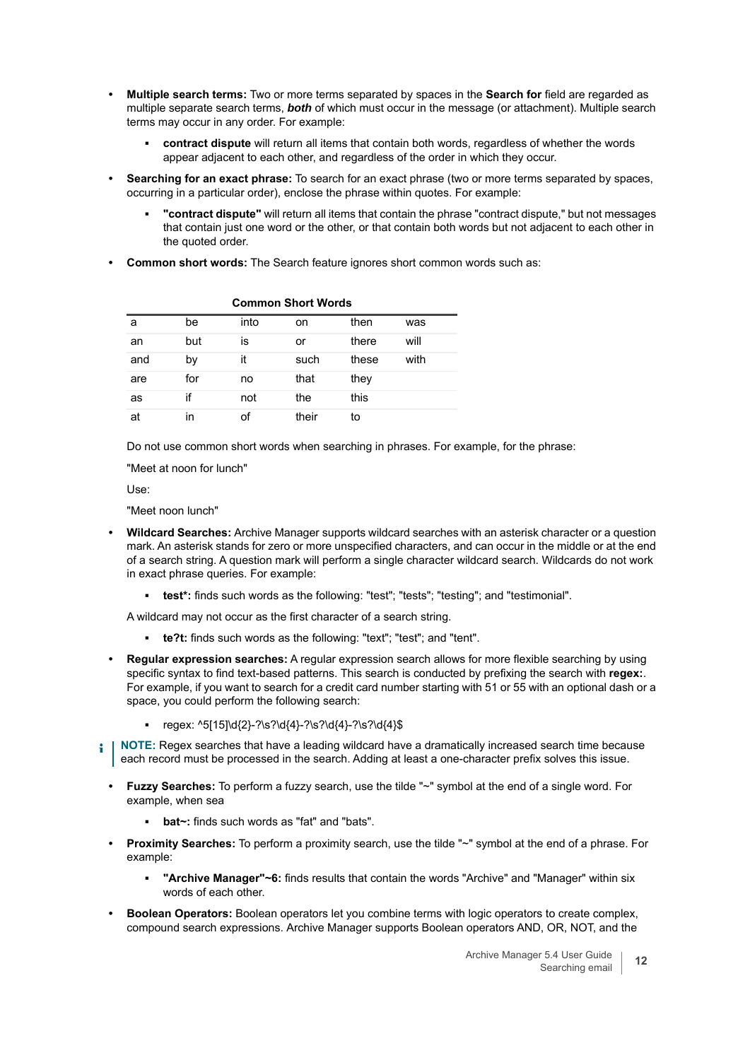- **Multiple search terms:** Two or more terms separated by spaces in the **Search for** field are regarded as multiple separate search terms, ***both*** of which must occur in the message (or attachment). Multiple search terms may occur in any order. For example:
  - **contract dispute** will return all items that contain both words, regardless of whether the words appear adjacent to each other, and regardless of the order in which they occur.
- **Searching for an exact phrase:** To search for an exact phrase (two or more terms separated by spaces, occurring in a particular order), enclose the phrase within quotes. For example:
  - **"contract dispute"** will return all items that contain the phrase "contract dispute," but not messages that contain just one word or the other, or that contain both words but not adjacent to each other in the quoted order.
- **Common short words:** The Search feature ignores short common words such as:

**Common Short Words**

| | | | | | |
|---|---|---|---|---|---|
| a | be | into | on | then | was |
| an | but | is | or | there | will |
| and | by | it | such | these | with |
| are | for | no | that | they | |
| as | if | not | the | this | |
| at | in | of | their | to | |

  Do not use common short words when searching in phrases. For example, for the phrase:

  "Meet at noon for lunch"

  Use:

  "Meet noon lunch"

- **Wildcard Searches:** Archive Manager supports wildcard searches with an asterisk character or a question mark. An asterisk stands for zero or more unspecified characters, and can occur in the middle or at the end of a search string. A question mark will perform a single character wildcard search. Wildcards do not work in exact phrase queries. For example:
  - **test*:** finds such words as the following: "test"; "tests"; "testing"; and "testimonial".

  A wildcard may not occur as the first character of a search string.

  - **te?t:** finds such words as the following: "text"; "test"; and "tent".
- **Regular expression searches:** A regular expression search allows for more flexible searching by using specific syntax to find text-based patterns. This search is conducted by prefixing the search with **regex:**. For example, if you want to search for a credit card number starting with 51 or 55 with an optional dash or a space, you could perform the following search:
  - regex: ^5[15]\d{2}-?\s?\d{4}-?\s?\d{4}-?\s?\d{4}$

**NOTE:** Regex searches that have a leading wildcard have a dramatically increased search time because each record must be processed in the search. Adding at least a one-character prefix solves this issue.

- **Fuzzy Searches:** To perform a fuzzy search, use the tilde "~" symbol at the end of a single word. For example, when sea
  - **bat~:** finds such words as "fat" and "bats".
- **Proximity Searches:** To perform a proximity search, use the tilde "~" symbol at the end of a phrase. For example:
  - **"Archive Manager"~6:** finds results that contain the words "Archive" and "Manager" within six words of each other.
- **Boolean Operators:** Boolean operators let you combine terms with logic operators to create complex, compound search expressions. Archive Manager supports Boolean operators AND, OR, NOT, and the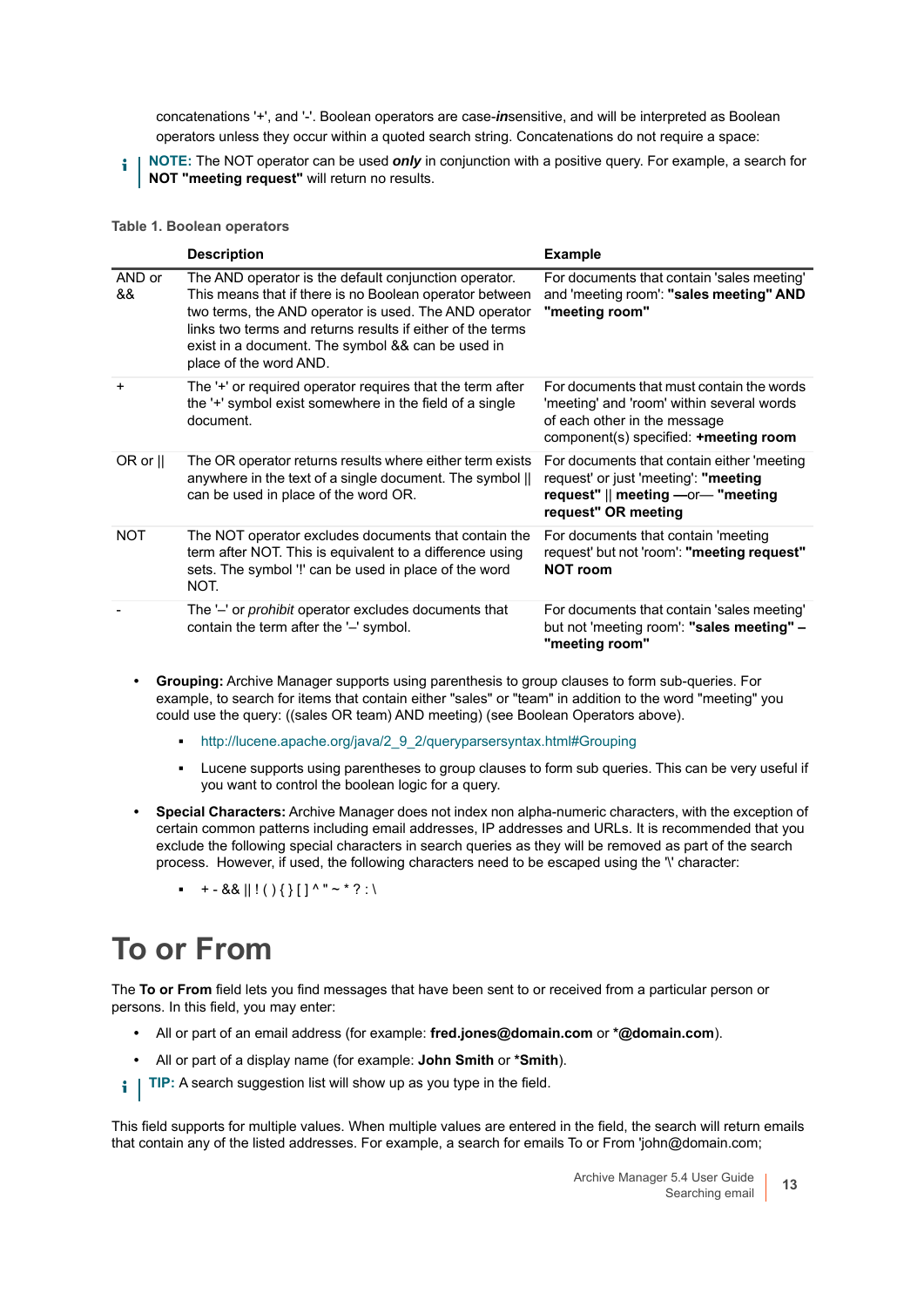concatenations '+', and '-'. Boolean operators are case-***in***sensitive, and will be interpreted as Boolean operators unless they occur within a quoted search string. Concatenations do not require a space:

> **NOTE:** The NOT operator can be used ***only*** in conjunction with a positive query. For example, a search for **NOT "meeting request"** will return no results.

**Table 1. Boolean operators**

| | Description | Example |
|---|---|---|
| AND or && | The AND operator is the default conjunction operator. This means that if there is no Boolean operator between two terms, the AND operator is used. The AND operator links two terms and returns results if either of the terms exist in a document. The symbol && can be used in place of the word AND. | For documents that contain 'sales meeting' and 'meeting room': **"sales meeting" AND "meeting room"** |
| + | The '+' or required operator requires that the term after the '+' symbol exist somewhere in the field of a single document. | For documents that must contain the words 'meeting' and 'room' within several words of each other in the message component(s) specified: **+meeting room** |
| OR or \|\| | The OR operator returns results where either term exists anywhere in the text of a single document. The symbol \|\| can be used in place of the word OR. | For documents that contain either 'meeting request' or just 'meeting': **"meeting request" \|\| meeting** —or— **"meeting request" OR meeting** |
| NOT | The NOT operator excludes documents that contain the term after NOT. This is equivalent to a difference using sets. The symbol '!' can be used in place of the word NOT. | For documents that contain 'meeting request' but not 'room': **"meeting request" NOT room** |
| - | The '–' or *prohibit* operator excludes documents that contain the term after the '–' symbol. | For documents that contain 'sales meeting' but not 'meeting room': **"sales meeting" – "meeting room"** |

- **Grouping:** Archive Manager supports using parenthesis to group clauses to form sub-queries. For example, to search for items that contain either "sales" or "team" in addition to the word "meeting" you could use the query: ((sales OR team) AND meeting) (see Boolean Operators above).
  - http://lucene.apache.org/java/2_9_2/queryparsersyntax.html#Grouping
  - Lucene supports using parentheses to group clauses to form sub queries. This can be very useful if you want to control the boolean logic for a query.
- **Special Characters:** Archive Manager does not index non alpha-numeric characters, with the exception of certain common patterns including email addresses, IP addresses and URLs. It is recommended that you exclude the following special characters in search queries as they will be removed as part of the search process. However, if used, the following characters need to be escaped using the '\' character:
  - + - && || ! ( ) { } [ ] ^ " ~ * ? : \

# To or From

The **To or From** field lets you find messages that have been sent to or received from a particular person or persons. In this field, you may enter:

- All or part of an email address (for example: **fred.jones@domain.com** or ***@domain.com**).
- All or part of a display name (for example: **John Smith** or ***Smith**).

> **TIP:** A search suggestion list will show up as you type in the field.

This field supports for multiple values. When multiple values are entered in the field, the search will return emails that contain any of the listed addresses. For example, a search for emails To or From 'john@domain.com;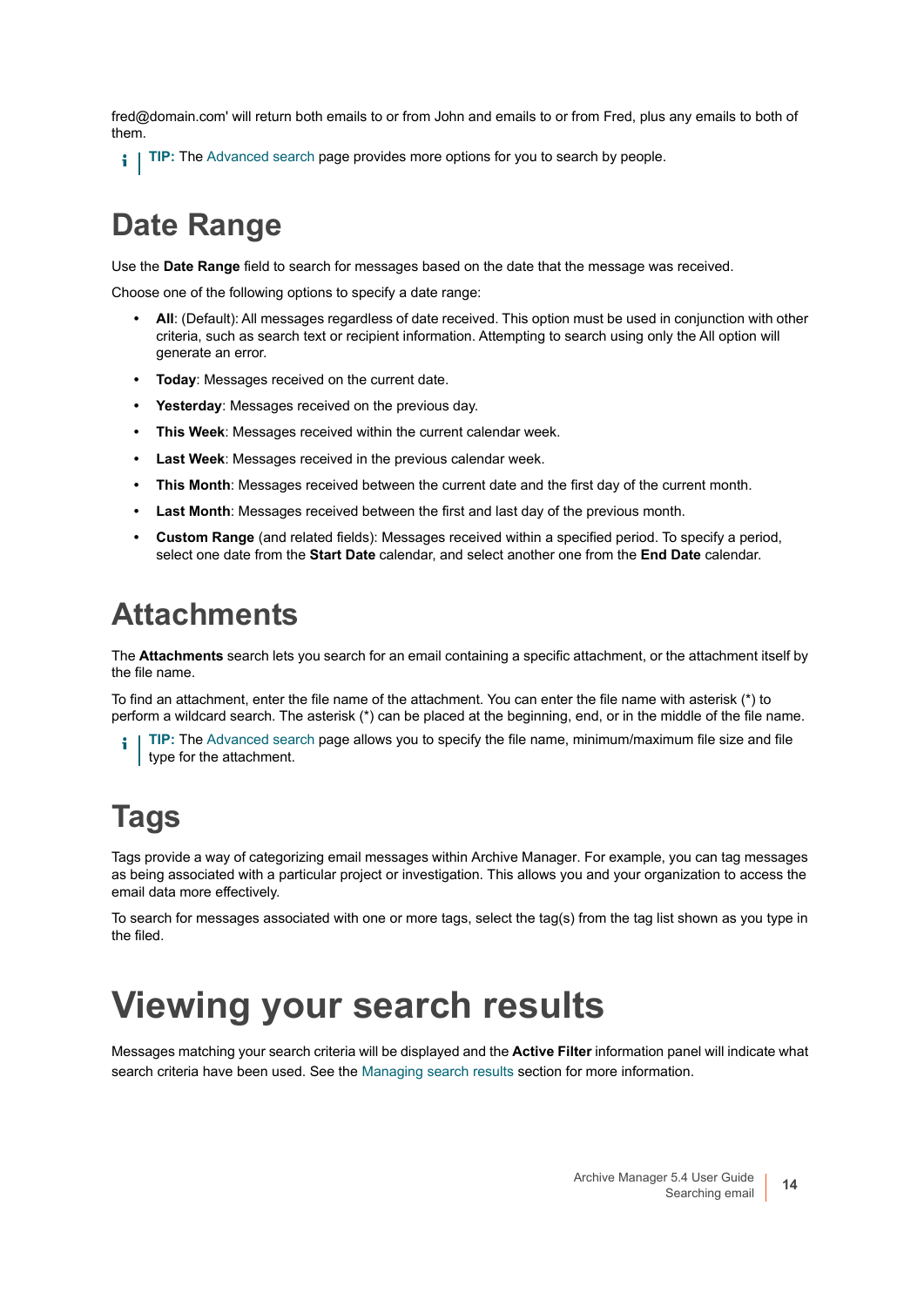fred@domain.com' will return both emails to or from John and emails to or from Fred, plus any emails to both of them.

**TIP:** The Advanced search page provides more options for you to search by people.

# Date Range

Use the **Date Range** field to search for messages based on the date that the message was received.

Choose one of the following options to specify a date range:

- **All**: (Default): All messages regardless of date received. This option must be used in conjunction with other criteria, such as search text or recipient information. Attempting to search using only the All option will generate an error.
- **Today**: Messages received on the current date.
- **Yesterday**: Messages received on the previous day.
- **This Week**: Messages received within the current calendar week.
- **Last Week**: Messages received in the previous calendar week.
- **This Month**: Messages received between the current date and the first day of the current month.
- **Last Month**: Messages received between the first and last day of the previous month.
- **Custom Range** (and related fields): Messages received within a specified period. To specify a period, select one date from the **Start Date** calendar, and select another one from the **End Date** calendar.

# Attachments

The **Attachments** search lets you search for an email containing a specific attachment, or the attachment itself by the file name.

To find an attachment, enter the file name of the attachment. You can enter the file name with asterisk (*) to perform a wildcard search. The asterisk (*) can be placed at the beginning, end, or in the middle of the file name.

**TIP:** The Advanced search page allows you to specify the file name, minimum/maximum file size and file type for the attachment.

# Tags

Tags provide a way of categorizing email messages within Archive Manager. For example, you can tag messages as being associated with a particular project or investigation. This allows you and your organization to access the email data more effectively.

To search for messages associated with one or more tags, select the tag(s) from the tag list shown as you type in the filed.

# Viewing your search results

Messages matching your search criteria will be displayed and the **Active Filter** information panel will indicate what search criteria have been used. See the Managing search results section for more information.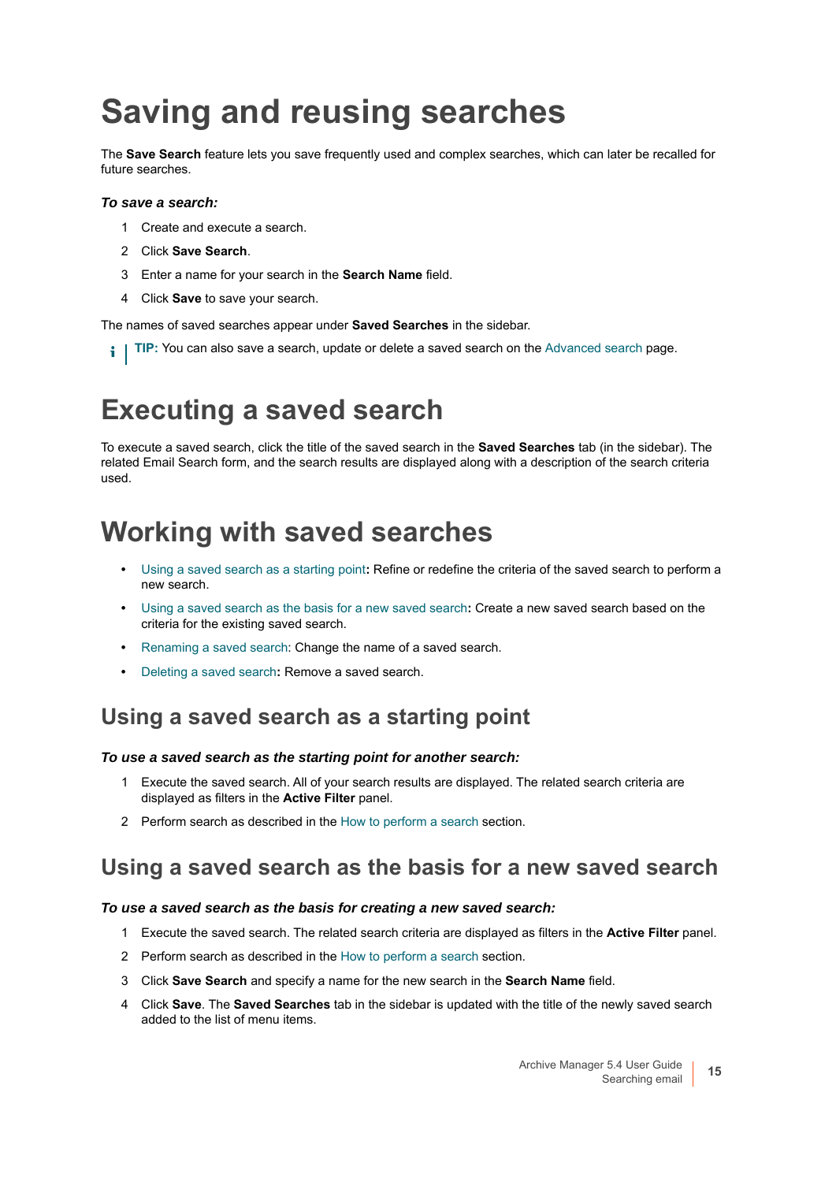# Saving and reusing searches

The **Save Search** feature lets you save frequently used and complex searches, which can later be recalled for future searches.

***To save a search:***

1. Create and execute a search.
2. Click **Save Search**.
3. Enter a name for your search in the **Search Name** field.
4. Click **Save** to save your search.

The names of saved searches appear under **Saved Searches** in the sidebar.

> **TIP:** You can also save a search, update or delete a saved search on the Advanced search page.

# Executing a saved search

To execute a saved search, click the title of the saved search in the **Saved Searches** tab (in the sidebar). The related Email Search form, and the search results are displayed along with a description of the search criteria used.

# Working with saved searches

- Using a saved search as a starting point**:** Refine or redefine the criteria of the saved search to perform a new search.
- Using a saved search as the basis for a new saved search**:** Create a new saved search based on the criteria for the existing saved search.
- Renaming a saved search: Change the name of a saved search.
- Deleting a saved search**:** Remove a saved search.

## Using a saved search as a starting point

***To use a saved search as the starting point for another search:***

1. Execute the saved search. All of your search results are displayed. The related search criteria are displayed as filters in the **Active Filter** panel.
2. Perform search as described in the How to perform a search section.

## Using a saved search as the basis for a new saved search

***To use a saved search as the basis for creating a new saved search:***

1. Execute the saved search. The related search criteria are displayed as filters in the **Active Filter** panel.
2. Perform search as described in the How to perform a search section.
3. Click **Save Search** and specify a name for the new search in the **Search Name** field.
4. Click **Save**. The **Saved Searches** tab in the sidebar is updated with the title of the newly saved search added to the list of menu items.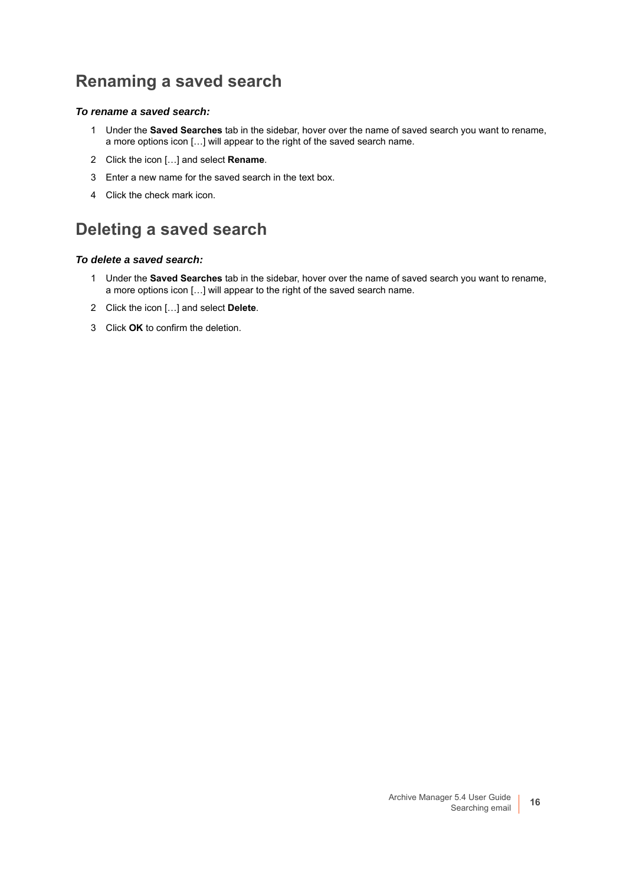## Renaming a saved search

***To rename a saved search:***

1. Under the **Saved Searches** tab in the sidebar, hover over the name of saved search you want to rename, a more options icon […] will appear to the right of the saved search name.
2. Click the icon […] and select **Rename**.
3. Enter a new name for the saved search in the text box.
4. Click the check mark icon.

## Deleting a saved search

***To delete a saved search:***

1. Under the **Saved Searches** tab in the sidebar, hover over the name of saved search you want to rename, a more options icon […] will appear to the right of the saved search name.
2. Click the icon […] and select **Delete**.
3. Click **OK** to confirm the deletion.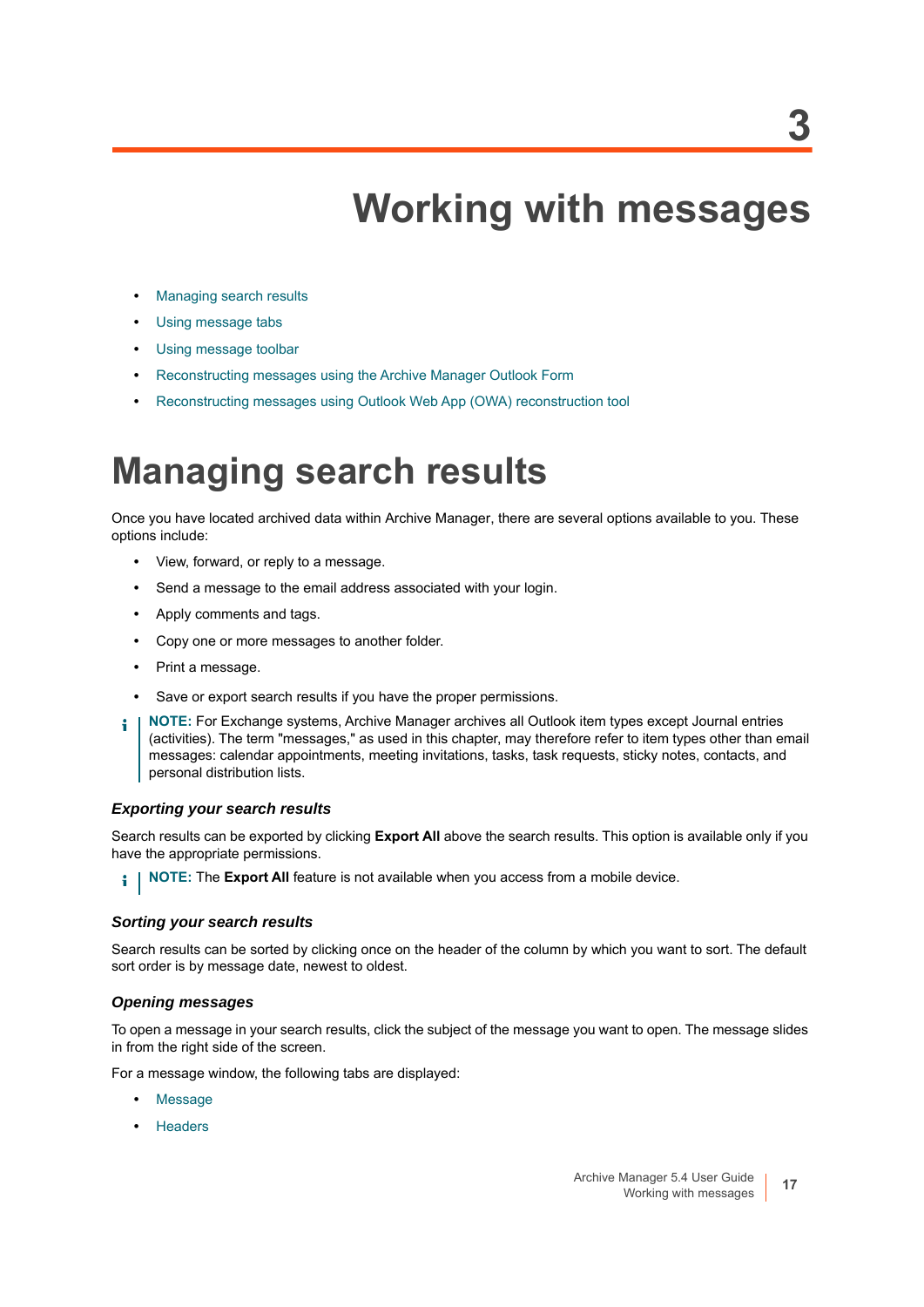# 3 Working with messages

- Managing search results
- Using message tabs
- Using message toolbar
- Reconstructing messages using the Archive Manager Outlook Form
- Reconstructing messages using Outlook Web App (OWA) reconstruction tool

## Managing search results

Once you have located archived data within Archive Manager, there are several options available to you. These options include:

- View, forward, or reply to a message.
- Send a message to the email address associated with your login.
- Apply comments and tags.
- Copy one or more messages to another folder.
- Print a message.
- Save or export search results if you have the proper permissions.

> **NOTE:** For Exchange systems, Archive Manager archives all Outlook item types except Journal entries (activities). The term "messages," as used in this chapter, may therefore refer to item types other than email messages: calendar appointments, meeting invitations, tasks, task requests, sticky notes, contacts, and personal distribution lists.

### *Exporting your search results*

Search results can be exported by clicking **Export All** above the search results. This option is available only if you have the appropriate permissions.

> **NOTE:** The **Export All** feature is not available when you access from a mobile device.

### *Sorting your search results*

Search results can be sorted by clicking once on the header of the column by which you want to sort. The default sort order is by message date, newest to oldest.

### *Opening messages*

To open a message in your search results, click the subject of the message you want to open. The message slides in from the right side of the screen.

For a message window, the following tabs are displayed:

- Message
- Headers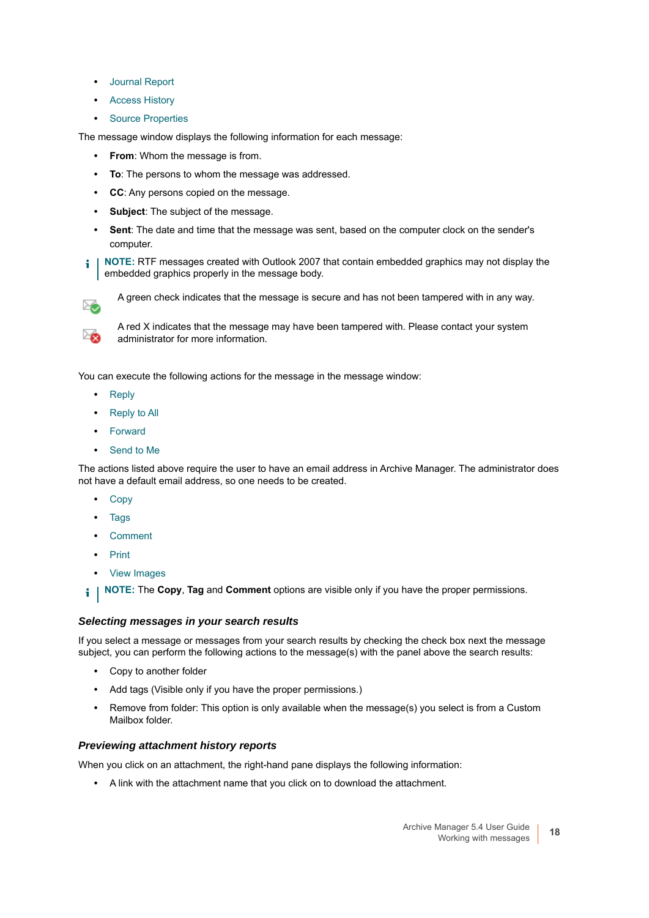- Journal Report
- Access History
- Source Properties

The message window displays the following information for each message:

- **From**: Whom the message is from.
- **To**: The persons to whom the message was addressed.
- **CC**: Any persons copied on the message.
- **Subject**: The subject of the message.
- **Sent**: The date and time that the message was sent, based on the computer clock on the sender's computer.

**NOTE:** RTF messages created with Outlook 2007 that contain embedded graphics may not display the embedded graphics properly in the message body.

A green check indicates that the message is secure and has not been tampered with in any way.

A red X indicates that the message may have been tampered with. Please contact your system administrator for more information.

You can execute the following actions for the message in the message window:

- Reply
- Reply to All
- Forward
- Send to Me

The actions listed above require the user to have an email address in Archive Manager. The administrator does not have a default email address, so one needs to be created.

- Copy
- Tags
- Comment
- Print
- View Images

**NOTE:** The **Copy**, **Tag** and **Comment** options are visible only if you have the proper permissions.

### *Selecting messages in your search results*

If you select a message or messages from your search results by checking the check box next the message subject, you can perform the following actions to the message(s) with the panel above the search results:

- Copy to another folder
- Add tags (Visible only if you have the proper permissions.)
- Remove from folder: This option is only available when the message(s) you select is from a Custom Mailbox folder.

### *Previewing attachment history reports*

When you click on an attachment, the right-hand pane displays the following information:

- A link with the attachment name that you click on to download the attachment.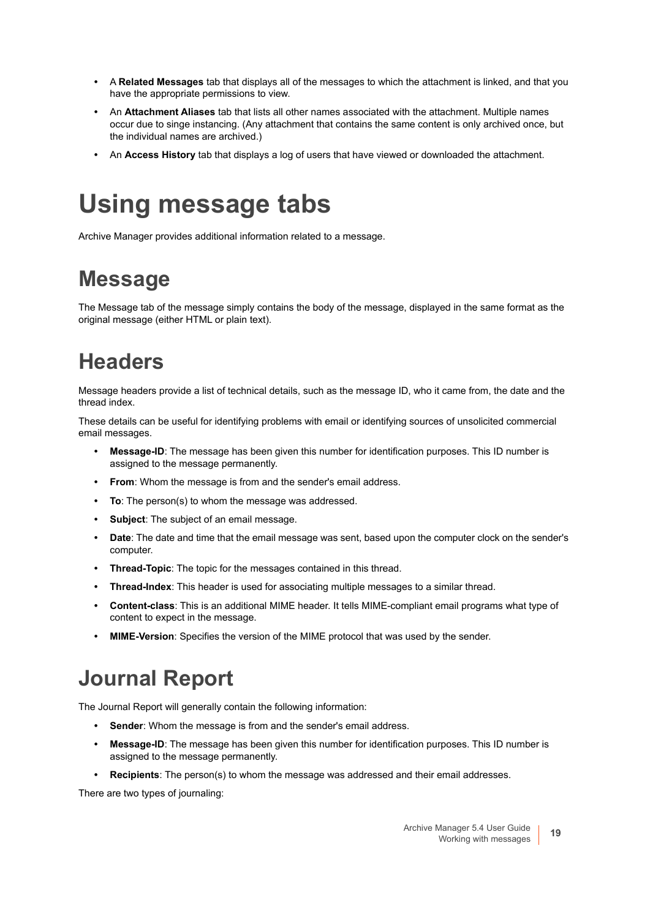- A **Related Messages** tab that displays all of the messages to which the attachment is linked, and that you have the appropriate permissions to view.
- An **Attachment Aliases** tab that lists all other names associated with the attachment. Multiple names occur due to singe instancing. (Any attachment that contains the same content is only archived once, but the individual names are archived.)
- An **Access History** tab that displays a log of users that have viewed or downloaded the attachment.

# Using message tabs

Archive Manager provides additional information related to a message.

## Message

The Message tab of the message simply contains the body of the message, displayed in the same format as the original message (either HTML or plain text).

## Headers

Message headers provide a list of technical details, such as the message ID, who it came from, the date and the thread index.

These details can be useful for identifying problems with email or identifying sources of unsolicited commercial email messages.

- **Message-ID**: The message has been given this number for identification purposes. This ID number is assigned to the message permanently.
- **From**: Whom the message is from and the sender's email address.
- **To**: The person(s) to whom the message was addressed.
- **Subject**: The subject of an email message.
- **Date**: The date and time that the email message was sent, based upon the computer clock on the sender's computer.
- **Thread-Topic**: The topic for the messages contained in this thread.
- **Thread-Index**: This header is used for associating multiple messages to a similar thread.
- **Content-class**: This is an additional MIME header. It tells MIME-compliant email programs what type of content to expect in the message.
- **MIME-Version**: Specifies the version of the MIME protocol that was used by the sender.

## Journal Report

The Journal Report will generally contain the following information:

- **Sender**: Whom the message is from and the sender's email address.
- **Message-ID**: The message has been given this number for identification purposes. This ID number is assigned to the message permanently.
- **Recipients**: The person(s) to whom the message was addressed and their email addresses.

There are two types of journaling: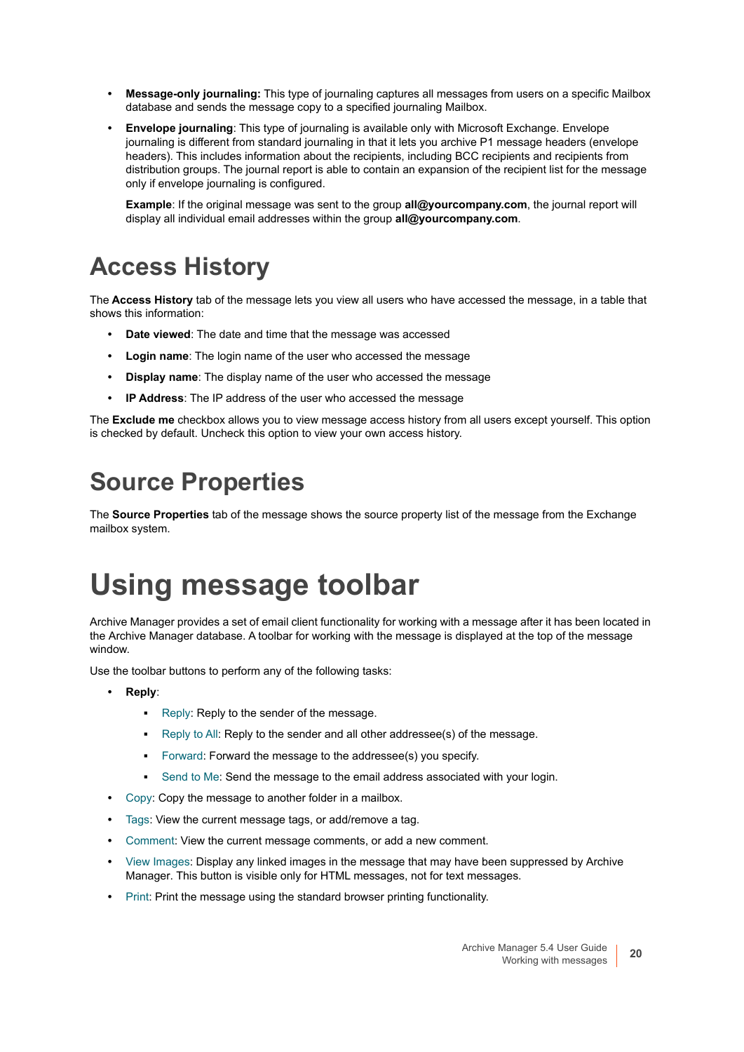- **Message-only journaling:** This type of journaling captures all messages from users on a specific Mailbox database and sends the message copy to a specified journaling Mailbox.
- **Envelope journaling**: This type of journaling is available only with Microsoft Exchange. Envelope journaling is different from standard journaling in that it lets you archive P1 message headers (envelope headers). This includes information about the recipients, including BCC recipients and recipients from distribution groups. The journal report is able to contain an expansion of the recipient list for the message only if envelope journaling is configured.

  **Example**: If the original message was sent to the group **all@yourcompany.com**, the journal report will display all individual email addresses within the group **all@yourcompany.com**.

## Access History

The **Access History** tab of the message lets you view all users who have accessed the message, in a table that shows this information:

- **Date viewed**: The date and time that the message was accessed
- **Login name**: The login name of the user who accessed the message
- **Display name**: The display name of the user who accessed the message
- **IP Address**: The IP address of the user who accessed the message

The **Exclude me** checkbox allows you to view message access history from all users except yourself. This option is checked by default. Uncheck this option to view your own access history.

## Source Properties

The **Source Properties** tab of the message shows the source property list of the message from the Exchange mailbox system.

# Using message toolbar

Archive Manager provides a set of email client functionality for working with a message after it has been located in the Archive Manager database. A toolbar for working with the message is displayed at the top of the message window.

Use the toolbar buttons to perform any of the following tasks:

- **Reply**:
  - Reply: Reply to the sender of the message.
  - Reply to All: Reply to the sender and all other addressee(s) of the message.
  - Forward: Forward the message to the addressee(s) you specify.
  - Send to Me: Send the message to the email address associated with your login.
- Copy: Copy the message to another folder in a mailbox.
- Tags: View the current message tags, or add/remove a tag.
- Comment: View the current message comments, or add a new comment.
- View Images: Display any linked images in the message that may have been suppressed by Archive Manager. This button is visible only for HTML messages, not for text messages.
- Print: Print the message using the standard browser printing functionality.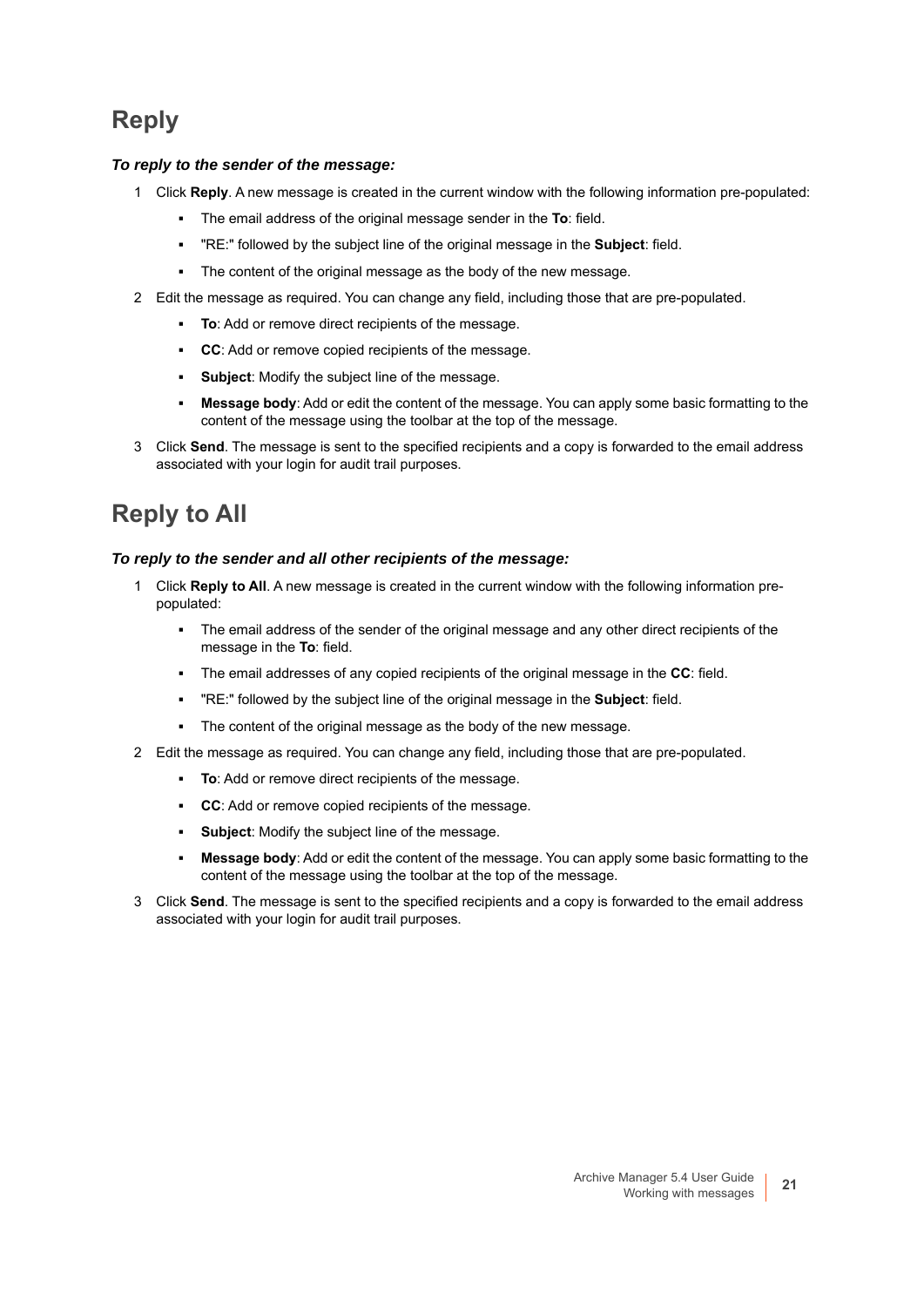# Reply

***To reply to the sender of the message:***

1. Click **Reply**. A new message is created in the current window with the following information pre-populated:
   - The email address of the original message sender in the **To**: field.
   - "RE:" followed by the subject line of the original message in the **Subject**: field.
   - The content of the original message as the body of the new message.
2. Edit the message as required. You can change any field, including those that are pre-populated.
   - **To**: Add or remove direct recipients of the message.
   - **CC**: Add or remove copied recipients of the message.
   - **Subject**: Modify the subject line of the message.
   - **Message body**: Add or edit the content of the message. You can apply some basic formatting to the content of the message using the toolbar at the top of the message.
3. Click **Send**. The message is sent to the specified recipients and a copy is forwarded to the email address associated with your login for audit trail purposes.

# Reply to All

***To reply to the sender and all other recipients of the message:***

1. Click **Reply to All**. A new message is created in the current window with the following information pre-populated:
   - The email address of the sender of the original message and any other direct recipients of the message in the **To**: field.
   - The email addresses of any copied recipients of the original message in the **CC**: field.
   - "RE:" followed by the subject line of the original message in the **Subject**: field.
   - The content of the original message as the body of the new message.
2. Edit the message as required. You can change any field, including those that are pre-populated.
   - **To**: Add or remove direct recipients of the message.
   - **CC**: Add or remove copied recipients of the message.
   - **Subject**: Modify the subject line of the message.
   - **Message body**: Add or edit the content of the message. You can apply some basic formatting to the content of the message using the toolbar at the top of the message.
3. Click **Send**. The message is sent to the specified recipients and a copy is forwarded to the email address associated with your login for audit trail purposes.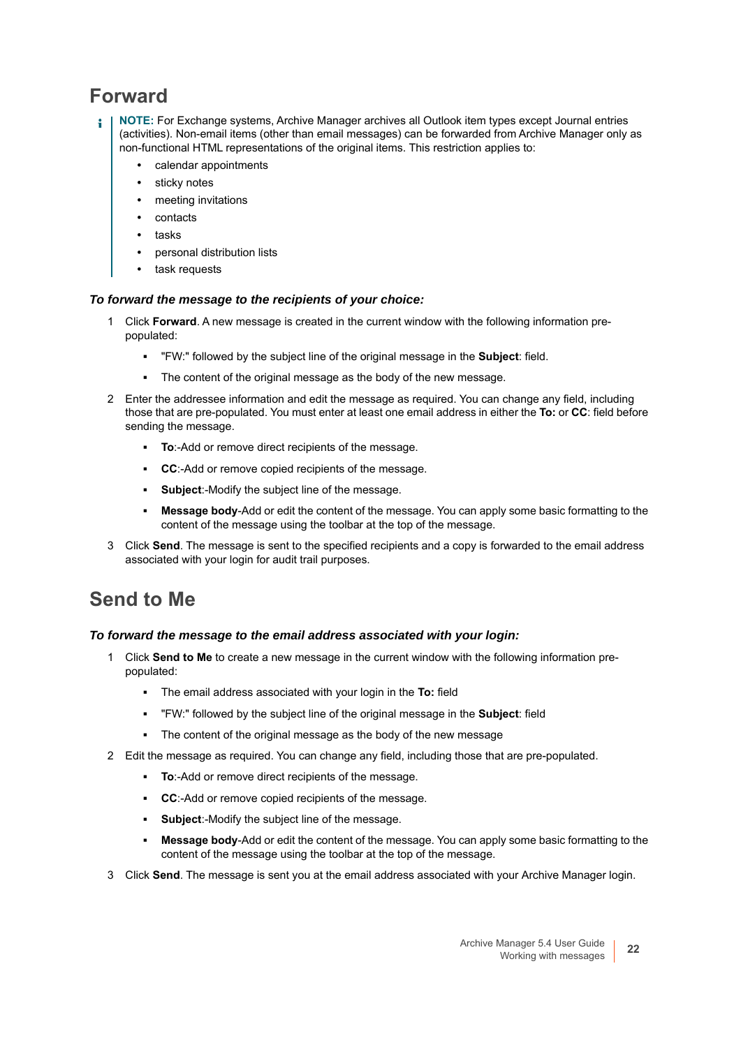## Forward

**NOTE:** For Exchange systems, Archive Manager archives all Outlook item types except Journal entries (activities). Non-email items (other than email messages) can be forwarded from Archive Manager only as non-functional HTML representations of the original items. This restriction applies to:

- calendar appointments
- sticky notes
- meeting invitations
- contacts
- tasks
- personal distribution lists
- task requests

***To forward the message to the recipients of your choice:***

1. Click **Forward**. A new message is created in the current window with the following information pre-populated:
   - "FW:" followed by the subject line of the original message in the **Subject**: field.
   - The content of the original message as the body of the new message.
2. Enter the addressee information and edit the message as required. You can change any field, including those that are pre-populated. You must enter at least one email address in either the **To:** or **CC**: field before sending the message.
   - **To**:-Add or remove direct recipients of the message.
   - **CC**:-Add or remove copied recipients of the message.
   - **Subject**:-Modify the subject line of the message.
   - **Message body**-Add or edit the content of the message. You can apply some basic formatting to the content of the message using the toolbar at the top of the message.
3. Click **Send**. The message is sent to the specified recipients and a copy is forwarded to the email address associated with your login for audit trail purposes.

## Send to Me

***To forward the message to the email address associated with your login:***

1. Click **Send to Me** to create a new message in the current window with the following information pre-populated:
   - The email address associated with your login in the **To:** field
   - "FW:" followed by the subject line of the original message in the **Subject**: field
   - The content of the original message as the body of the new message
2. Edit the message as required. You can change any field, including those that are pre-populated.
   - **To**:-Add or remove direct recipients of the message.
   - **CC**:-Add or remove copied recipients of the message.
   - **Subject**:-Modify the subject line of the message.
   - **Message body**-Add or edit the content of the message. You can apply some basic formatting to the content of the message using the toolbar at the top of the message.
3. Click **Send**. The message is sent you at the email address associated with your Archive Manager login.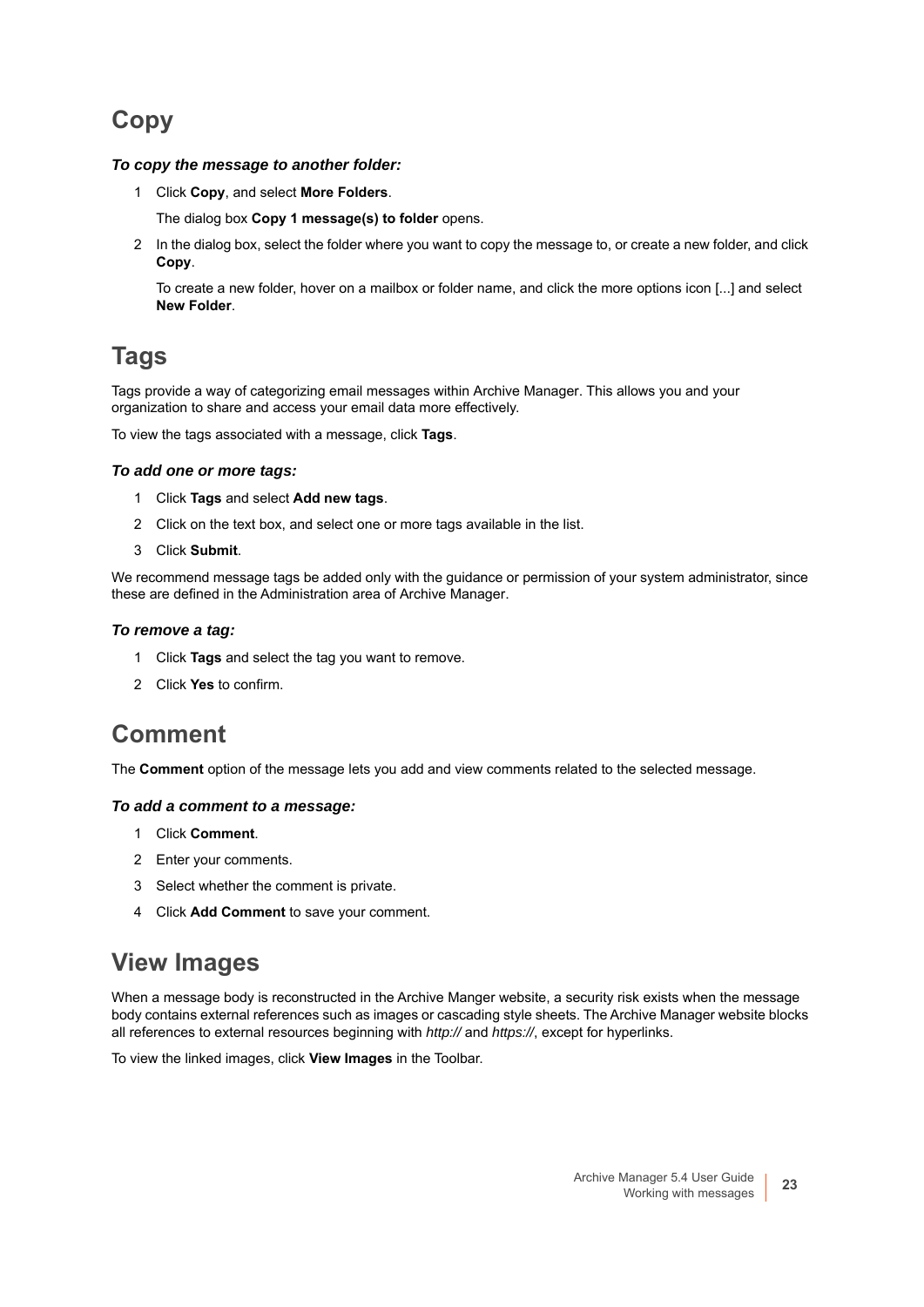## Copy

***To copy the message to another folder:***

1. Click **Copy**, and select **More Folders**.

   The dialog box **Copy 1 message(s) to folder** opens.

2. In the dialog box, select the folder where you want to copy the message to, or create a new folder, and click **Copy**.

   To create a new folder, hover on a mailbox or folder name, and click the more options icon [...] and select **New Folder**.

## Tags

Tags provide a way of categorizing email messages within Archive Manager. This allows you and your organization to share and access your email data more effectively.

To view the tags associated with a message, click **Tags**.

***To add one or more tags:***

1. Click **Tags** and select **Add new tags**.
2. Click on the text box, and select one or more tags available in the list.
3. Click **Submit**.

We recommend message tags be added only with the guidance or permission of your system administrator, since these are defined in the Administration area of Archive Manager.

***To remove a tag:***

1. Click **Tags** and select the tag you want to remove.
2. Click **Yes** to confirm.

## Comment

The **Comment** option of the message lets you add and view comments related to the selected message.

***To add a comment to a message:***

1. Click **Comment**.
2. Enter your comments.
3. Select whether the comment is private.
4. Click **Add Comment** to save your comment.

## View Images

When a message body is reconstructed in the Archive Manger website, a security risk exists when the message body contains external references such as images or cascading style sheets. The Archive Manager website blocks all references to external resources beginning with *http://* and *https://*, except for hyperlinks.

To view the linked images, click **View Images** in the Toolbar.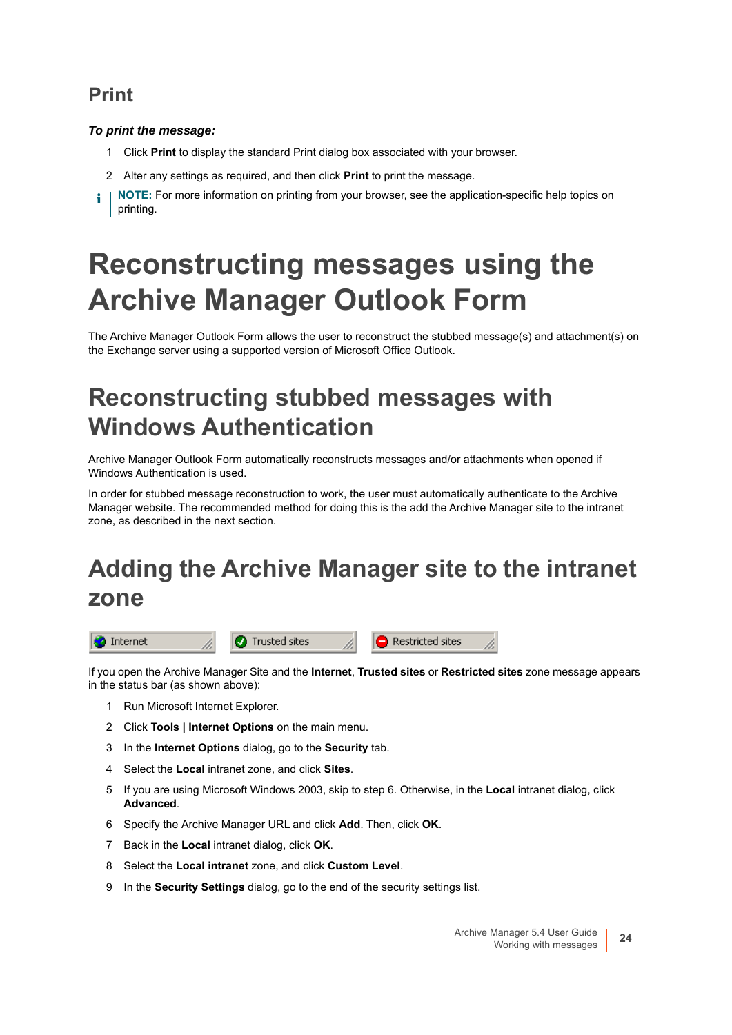## Print

***To print the message:***

1. Click **Print** to display the standard Print dialog box associated with your browser.
2. Alter any settings as required, and then click **Print** to print the message.

**NOTE:** For more information on printing from your browser, see the application-specific help topics on printing.

# Reconstructing messages using the Archive Manager Outlook Form

The Archive Manager Outlook Form allows the user to reconstruct the stubbed message(s) and attachment(s) on the Exchange server using a supported version of Microsoft Office Outlook.

# Reconstructing stubbed messages with Windows Authentication

Archive Manager Outlook Form automatically reconstructs messages and/or attachments when opened if Windows Authentication is used.

In order for stubbed message reconstruction to work, the user must automatically authenticate to the Archive Manager website. The recommended method for doing this is the add the Archive Manager site to the intranet zone, as described in the next section.

# Adding the Archive Manager site to the intranet zone

Internet | Trusted sites | Restricted sites

If you open the Archive Manager Site and the **Internet**, **Trusted sites** or **Restricted sites** zone message appears in the status bar (as shown above):

1. Run Microsoft Internet Explorer.
2. Click **Tools | Internet Options** on the main menu.
3. In the **Internet Options** dialog, go to the **Security** tab.
4. Select the **Local** intranet zone, and click **Sites**.
5. If you are using Microsoft Windows 2003, skip to step 6. Otherwise, in the **Local** intranet dialog, click **Advanced**.
6. Specify the Archive Manager URL and click **Add**. Then, click **OK**.
7. Back in the **Local** intranet dialog, click **OK**.
8. Select the **Local intranet** zone, and click **Custom Level**.
9. In the **Security Settings** dialog, go to the end of the security settings list.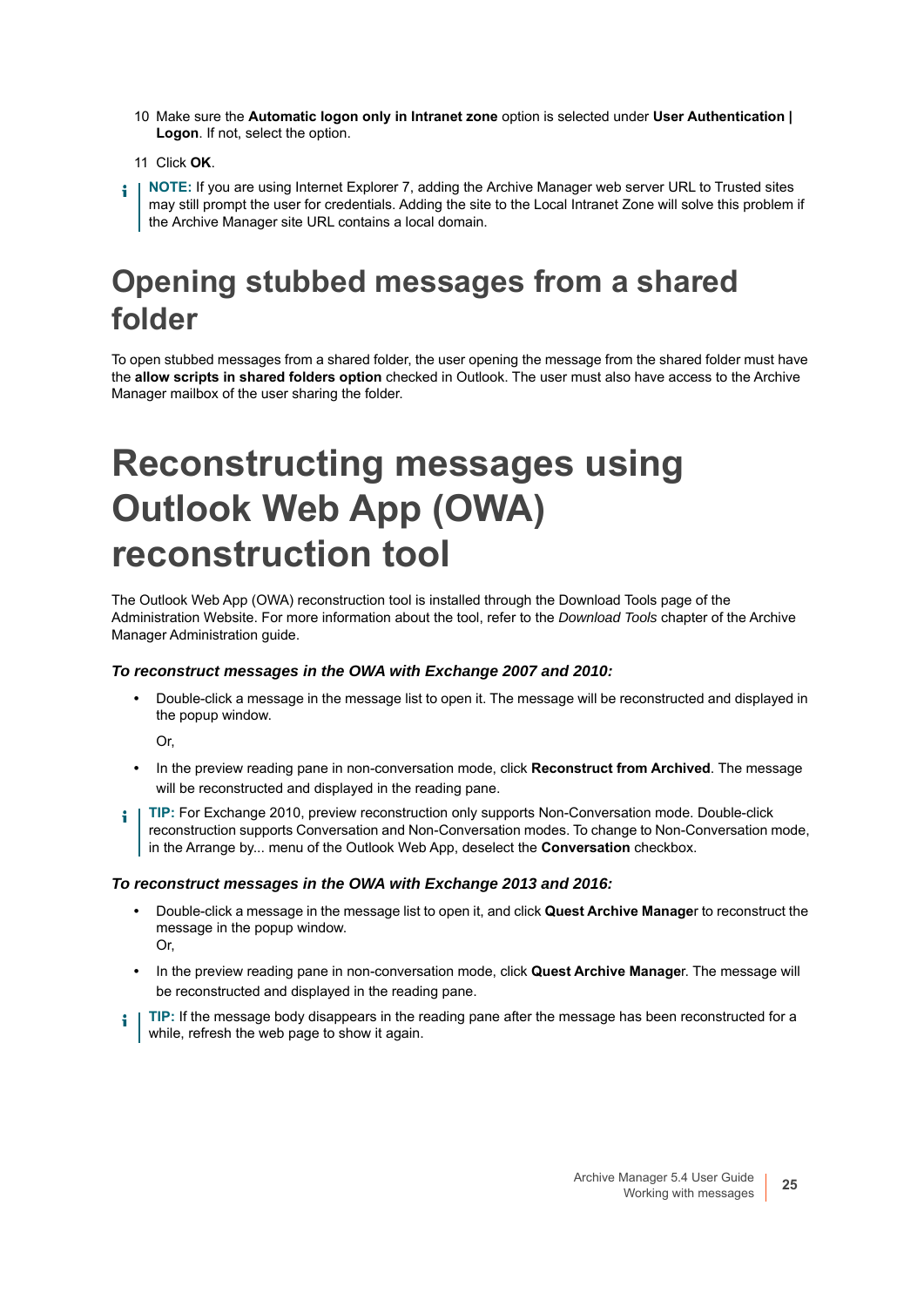10 Make sure the **Automatic logon only in Intranet zone** option is selected under **User Authentication | Logon**. If not, select the option.

11 Click **OK**.

> **NOTE:** If you are using Internet Explorer 7, adding the Archive Manager web server URL to Trusted sites may still prompt the user for credentials. Adding the site to the Local Intranet Zone will solve this problem if the Archive Manager site URL contains a local domain.

## Opening stubbed messages from a shared folder

To open stubbed messages from a shared folder, the user opening the message from the shared folder must have the **allow scripts in shared folders option** checked in Outlook. The user must also have access to the Archive Manager mailbox of the user sharing the folder.

# Reconstructing messages using Outlook Web App (OWA) reconstruction tool

The Outlook Web App (OWA) reconstruction tool is installed through the Download Tools page of the Administration Website. For more information about the tool, refer to the *Download Tools* chapter of the Archive Manager Administration guide.

***To reconstruct messages in the OWA with Exchange 2007 and 2010:***

- Double-click a message in the message list to open it. The message will be reconstructed and displayed in the popup window.

  Or,

- In the preview reading pane in non-conversation mode, click **Reconstruct from Archived**. The message will be reconstructed and displayed in the reading pane.

> **TIP:** For Exchange 2010, preview reconstruction only supports Non-Conversation mode. Double-click reconstruction supports Conversation and Non-Conversation modes. To change to Non-Conversation mode, in the Arrange by... menu of the Outlook Web App, deselect the **Conversation** checkbox.

***To reconstruct messages in the OWA with Exchange 2013 and 2016:***

- Double-click a message in the message list to open it, and click **Quest Archive Manage**r to reconstruct the message in the popup window.
  Or,

- In the preview reading pane in non-conversation mode, click **Quest Archive Manage**r. The message will be reconstructed and displayed in the reading pane.

> **TIP:** If the message body disappears in the reading pane after the message has been reconstructed for a while, refresh the web page to show it again.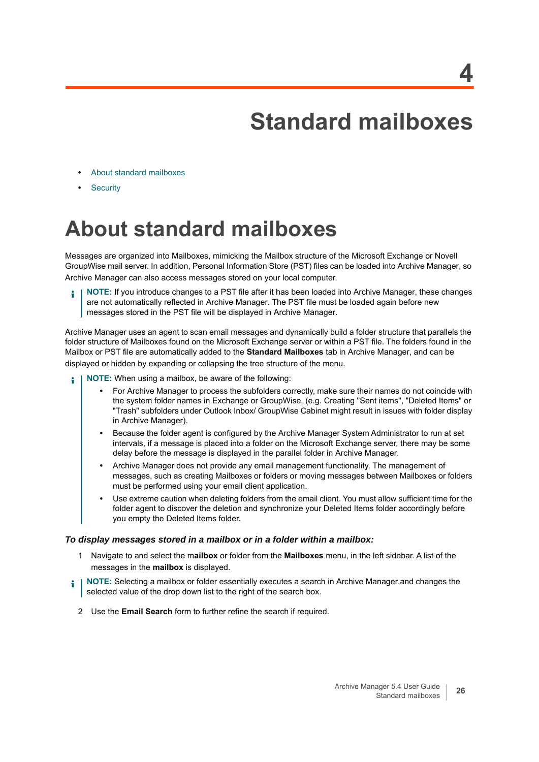# 4

# Standard mailboxes

- About standard mailboxes
- Security

## About standard mailboxes

Messages are organized into Mailboxes, mimicking the Mailbox structure of the Microsoft Exchange or Novell GroupWise mail server. In addition, Personal Information Store (PST) files can be loaded into Archive Manager, so Archive Manager can also access messages stored on your local computer.

> **NOTE:** If you introduce changes to a PST file after it has been loaded into Archive Manager, these changes are not automatically reflected in Archive Manager. The PST file must be loaded again before new messages stored in the PST file will be displayed in Archive Manager.

Archive Manager uses an agent to scan email messages and dynamically build a folder structure that parallels the folder structure of Mailboxes found on the Microsoft Exchange server or within a PST file. The folders found in the Mailbox or PST file are automatically added to the **Standard Mailboxes** tab in Archive Manager, and can be displayed or hidden by expanding or collapsing the tree structure of the menu.

> **NOTE:** When using a mailbox, be aware of the following:
>
> - For Archive Manager to process the subfolders correctly, make sure their names do not coincide with the system folder names in Exchange or GroupWise. (e.g. Creating "Sent items", "Deleted Items" or "Trash" subfolders under Outlook Inbox/ GroupWise Cabinet might result in issues with folder display in Archive Manager).
> - Because the folder agent is configured by the Archive Manager System Administrator to run at set intervals, if a message is placed into a folder on the Microsoft Exchange server, there may be some delay before the message is displayed in the parallel folder in Archive Manager.
> - Archive Manager does not provide any email management functionality. The management of messages, such as creating Mailboxes or folders or moving messages between Mailboxes or folders must be performed using your email client application.
> - Use extreme caution when deleting folders from the email client. You must allow sufficient time for the folder agent to discover the deletion and synchronize your Deleted Items folder accordingly before you empty the Deleted Items folder.

***To display messages stored in a mailbox or in a folder within a mailbox:***

1. Navigate to and select the m**ailbox** or folder from the **Mailboxes** menu, in the left sidebar. A list of the messages in the **mailbox** is displayed.

   > **NOTE:** Selecting a mailbox or folder essentially executes a search in Archive Manager,and changes the selected value of the drop down list to the right of the search box.

2. Use the **Email Search** form to further refine the search if required.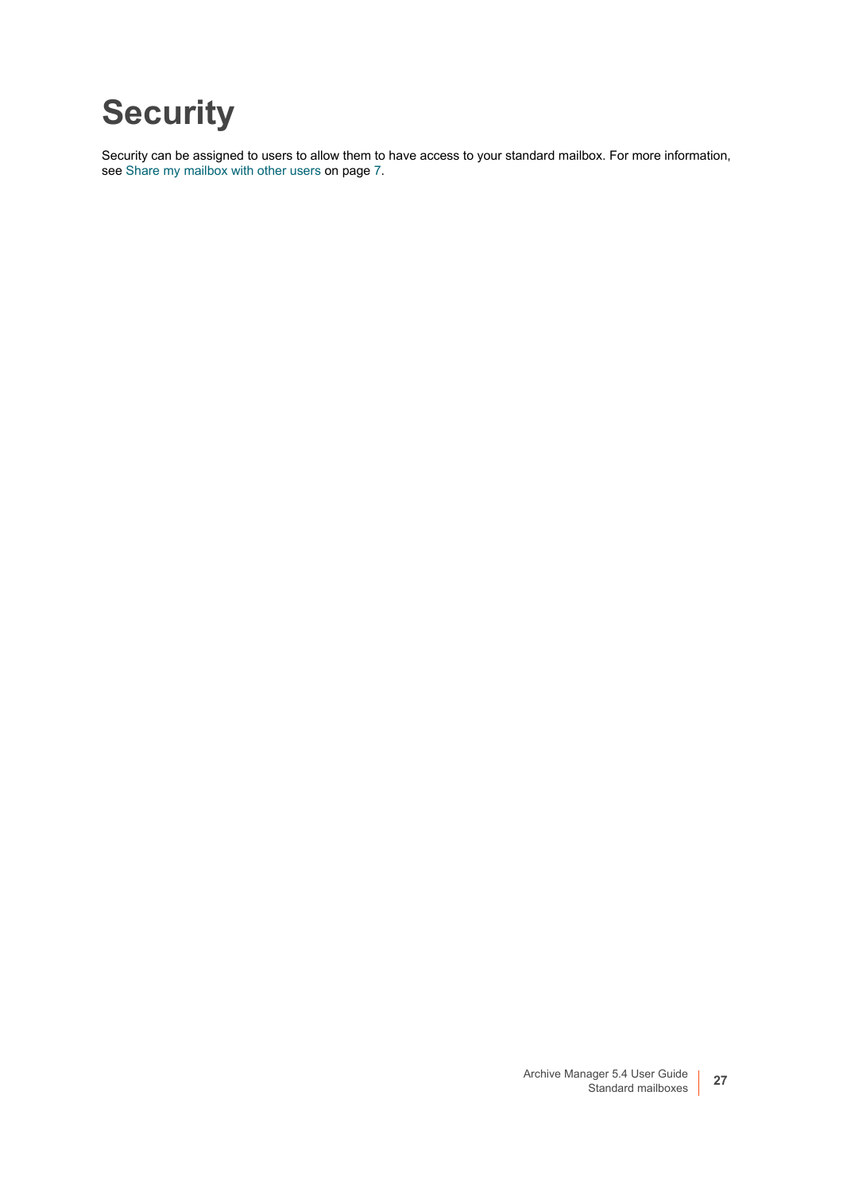# Security

Security can be assigned to users to allow them to have access to your standard mailbox. For more information, see Share my mailbox with other users on page 7.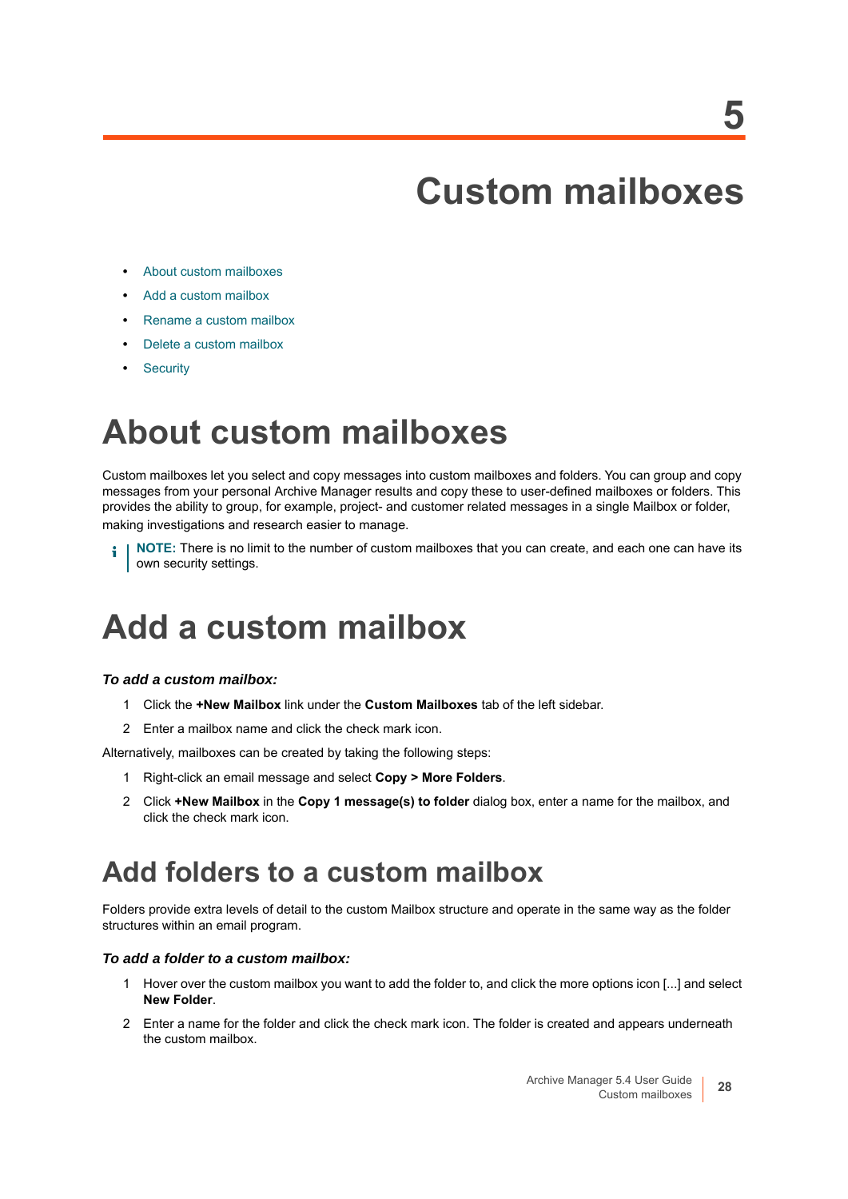# 5 Custom mailboxes

- About custom mailboxes
- Add a custom mailbox
- Rename a custom mailbox
- Delete a custom mailbox
- Security

## About custom mailboxes

Custom mailboxes let you select and copy messages into custom mailboxes and folders. You can group and copy messages from your personal Archive Manager results and copy these to user-defined mailboxes or folders. This provides the ability to group, for example, project- and customer related messages in a single Mailbox or folder, making investigations and research easier to manage.

> **NOTE:** There is no limit to the number of custom mailboxes that you can create, and each one can have its own security settings.

## Add a custom mailbox

***To add a custom mailbox:***

1. Click the **+New Mailbox** link under the **Custom Mailboxes** tab of the left sidebar.
2. Enter a mailbox name and click the check mark icon.

Alternatively, mailboxes can be created by taking the following steps:

1. Right-click an email message and select **Copy > More Folders**.
2. Click **+New Mailbox** in the **Copy 1 message(s) to folder** dialog box, enter a name for the mailbox, and click the check mark icon.

### Add folders to a custom mailbox

Folders provide extra levels of detail to the custom Mailbox structure and operate in the same way as the folder structures within an email program.

***To add a folder to a custom mailbox:***

1. Hover over the custom mailbox you want to add the folder to, and click the more options icon [...] and select **New Folder**.
2. Enter a name for the folder and click the check mark icon. The folder is created and appears underneath the custom mailbox.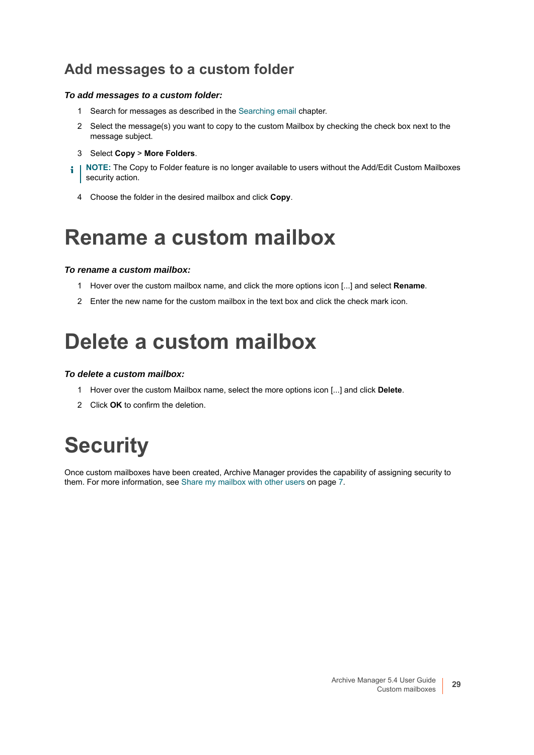## Add messages to a custom folder

***To add messages to a custom folder:***

1. Search for messages as described in the Searching email chapter.
2. Select the message(s) you want to copy to the custom Mailbox by checking the check box next to the message subject.
3. Select **Copy** > **More Folders**.

> **NOTE:** The Copy to Folder feature is no longer available to users without the Add/Edit Custom Mailboxes security action.

4. Choose the folder in the desired mailbox and click **Copy**.

# Rename a custom mailbox

***To rename a custom mailbox:***

1. Hover over the custom mailbox name, and click the more options icon [...] and select **Rename**.
2. Enter the new name for the custom mailbox in the text box and click the check mark icon.

# Delete a custom mailbox

***To delete a custom mailbox:***

1. Hover over the custom Mailbox name, select the more options icon [...] and click **Delete**.
2. Click **OK** to confirm the deletion.

# Security

Once custom mailboxes have been created, Archive Manager provides the capability of assigning security to them. For more information, see Share my mailbox with other users on page 7.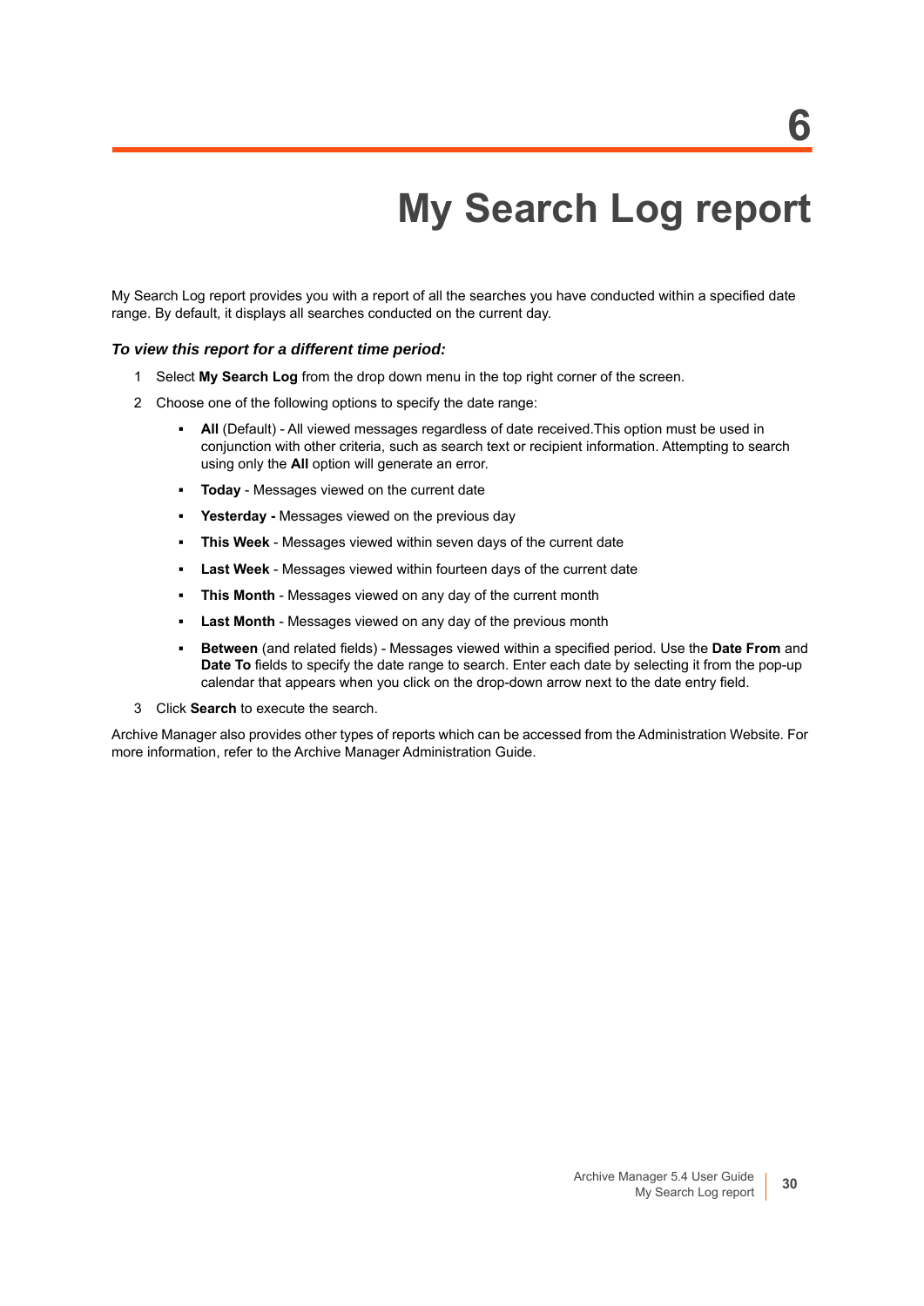# 6

# My Search Log report

My Search Log report provides you with a report of all the searches you have conducted within a specified date range. By default, it displays all searches conducted on the current day.

***To view this report for a different time period:***

1. Select **My Search Log** from the drop down menu in the top right corner of the screen.
2. Choose one of the following options to specify the date range:
   - **All** (Default) - All viewed messages regardless of date received.This option must be used in conjunction with other criteria, such as search text or recipient information. Attempting to search using only the **All** option will generate an error.
   - **Today** - Messages viewed on the current date
   - **Yesterday -** Messages viewed on the previous day
   - **This Week** - Messages viewed within seven days of the current date
   - **Last Week** - Messages viewed within fourteen days of the current date
   - **This Month** - Messages viewed on any day of the current month
   - **Last Month** - Messages viewed on any day of the previous month
   - **Between** (and related fields) - Messages viewed within a specified period. Use the **Date From** and **Date To** fields to specify the date range to search. Enter each date by selecting it from the pop-up calendar that appears when you click on the drop-down arrow next to the date entry field.
3. Click **Search** to execute the search.

Archive Manager also provides other types of reports which can be accessed from the Administration Website. For more information, refer to the Archive Manager Administration Guide.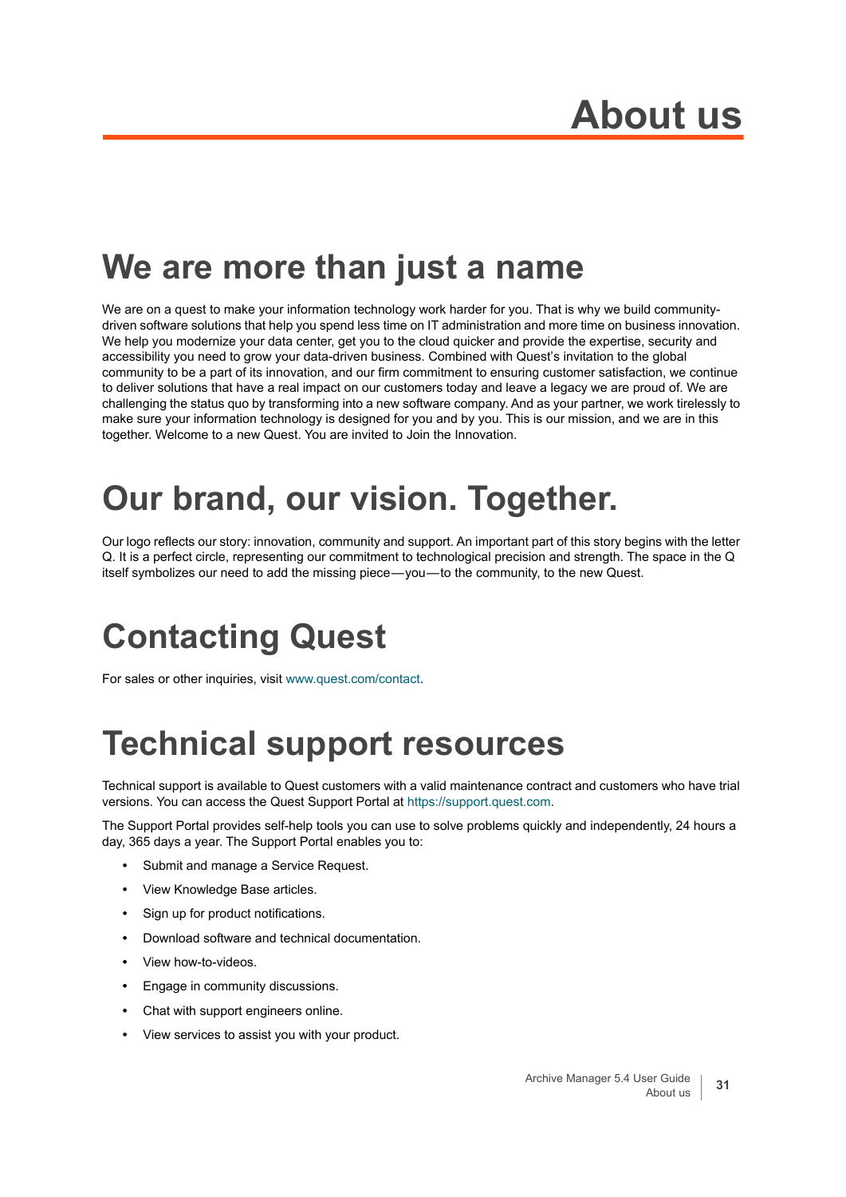# About us

## We are more than just a name

We are on a quest to make your information technology work harder for you. That is why we build community-driven software solutions that help you spend less time on IT administration and more time on business innovation. We help you modernize your data center, get you to the cloud quicker and provide the expertise, security and accessibility you need to grow your data-driven business. Combined with Quest's invitation to the global community to be a part of its innovation, and our firm commitment to ensuring customer satisfaction, we continue to deliver solutions that have a real impact on our customers today and leave a legacy we are proud of. We are challenging the status quo by transforming into a new software company. And as your partner, we work tirelessly to make sure your information technology is designed for you and by you. This is our mission, and we are in this together. Welcome to a new Quest. You are invited to Join the Innovation.

## Our brand, our vision. Together.

Our logo reflects our story: innovation, community and support. An important part of this story begins with the letter Q. It is a perfect circle, representing our commitment to technological precision and strength. The space in the Q itself symbolizes our need to add the missing piece—you—to the community, to the new Quest.

## Contacting Quest

For sales or other inquiries, visit www.quest.com/contact.

## Technical support resources

Technical support is available to Quest customers with a valid maintenance contract and customers who have trial versions. You can access the Quest Support Portal at https://support.quest.com.

The Support Portal provides self-help tools you can use to solve problems quickly and independently, 24 hours a day, 365 days a year. The Support Portal enables you to:

- Submit and manage a Service Request.
- View Knowledge Base articles.
- Sign up for product notifications.
- Download software and technical documentation.
- View how-to-videos.
- Engage in community discussions.
- Chat with support engineers online.
- View services to assist you with your product.